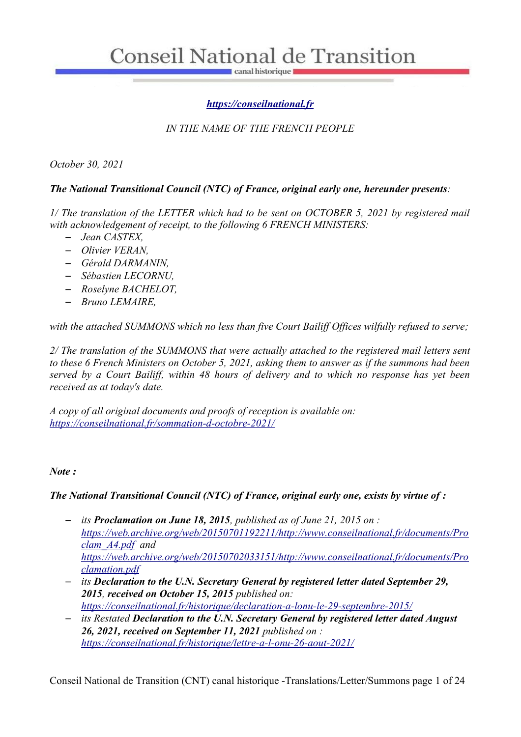# Conseil National de Transition

canal historique

***[https://conseilnational.fr](https://conseilnational.fr)***

*IN THE NAME OF THE FRENCH PEOPLE*

*October 30, 2021*

***The National Transitional Council (NTC) of France, original early one, hereunder presents**:*

*1/ The translation of the LETTER which had to be sent on OCTOBER 5, 2021 by registered mail with acknowledgement of receipt, to the following 6 FRENCH MINISTERS:*

- *Jean CASTEX,*
- *Olivier VERAN,*
- *Gérald DARMANIN,*
- *Sébastien LECORNU,*
- *Roselyne BACHELOT,*
- *Bruno LEMAIRE,*

*with the attached SUMMONS which no less than five Court Bailiff Offices wilfully refused to serve;*

*2/ The translation of the SUMMONS that were actually attached to the registered mail letters sent to these 6 French Ministers on October 5, 2021, asking them to answer as if the summons had been served by a Court Bailiff, within 48 hours of delivery and to which no response has yet been received as at today's date.*

*A copy of all original documents and proofs of reception is available on:* *[https://conseilnational.fr/sommation-d-octobre-2021/](https://conseilnational.fr/sommation-d-octobre-2021/)*

***Note :***

***The National Transitional Council (NTC) of France, original early one, exists by virtue of :***

- *its **Proclamation on June 18, 2015**, published as of June 21, 2015 on :* *[https://web.archive.org/web/20150701192211/http://www.conseilnational.fr/documents/Proclam_A4.pdf](https://web.archive.org/web/20150701192211/http://www.conseilnational.fr/documents/Proclam_A4.pdf)* *and* *[https://web.archive.org/web/20150702033151/http://www.conseilnational.fr/documents/Proclamation.pdf](https://web.archive.org/web/20150702033151/http://www.conseilnational.fr/documents/Proclamation.pdf)*
- *its **Declaration to the U.N. Secretary General by registered letter dated September 29, 2015**, **received on October 15, 2015** published on:* *[https://conseilnational.fr/historique/declaration-a-lonu-le-29-septembre-2015/](https://conseilnational.fr/historique/declaration-a-lonu-le-29-septembre-2015/)*
- *its Restated **Declaration to the U.N. Secretary General by registered letter dated August 26, 2021, received on September 11, 2021** published on :* *[https://conseilnational.fr/historique/lettre-a-l-onu-26-aout-2021/](https://conseilnational.fr/historique/lettre-a-l-onu-26-aout-2021/)*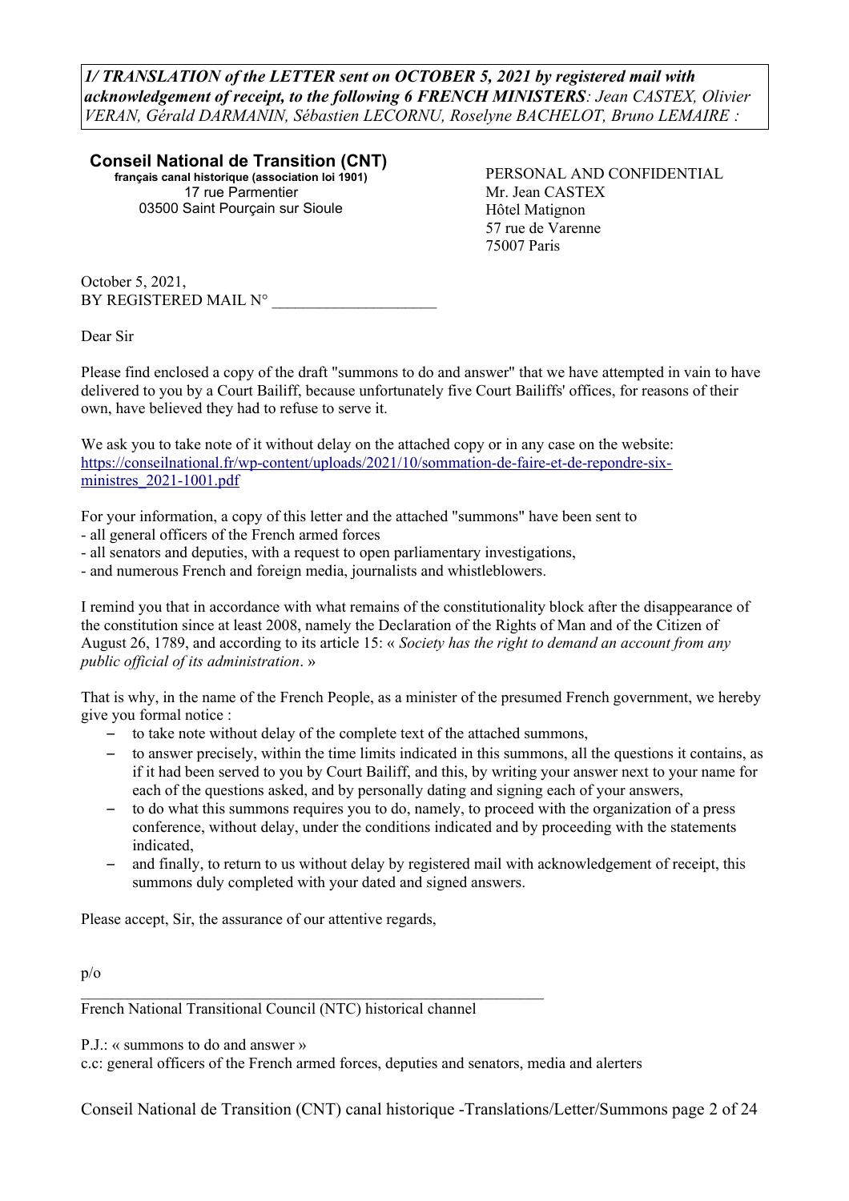***1/ TRANSLATION of the LETTER sent on OCTOBER 5, 2021 by registered mail with acknowledgement of receipt, to the following 6 FRENCH MINISTERS**: Jean CASTEX, Olivier VERAN, Gérald DARMANIN, Sébastien LECORNU, Roselyne BACHELOT, Bruno LEMAIRE :*

**Conseil National de Transition (CNT)**
**français canal historique (association loi 1901)**
17 rue Parmentier
03500 Saint Pourçain sur Sioule

PERSONAL AND CONFIDENTIAL
Mr. Jean CASTEX
Hôtel Matignon
57 rue de Varenne
75007 Paris

October 5, 2021,
BY REGISTERED MAIL N° ____________________

Dear Sir

Please find enclosed a copy of the draft "summons to do and answer" that we have attempted in vain to have delivered to you by a Court Bailiff, because unfortunately five Court Bailiffs' offices, for reasons of their own, have believed they had to refuse to serve it.

We ask you to take note of it without delay on the attached copy or in any case on the website: https://conseilnational.fr/wp-content/uploads/2021/10/sommation-de-faire-et-de-repondre-six-ministres_2021-1001.pdf

For your information, a copy of this letter and the attached "summons" have been sent to
- all general officers of the French armed forces
- all senators and deputies, with a request to open parliamentary investigations,
- and numerous French and foreign media, journalists and whistleblowers.

I remind you that in accordance with what remains of the constitutionality block after the disappearance of the constitution since at least 2008, namely the Declaration of the Rights of Man and of the Citizen of August 26, 1789, and according to its article 15: « *Society has the right to demand an account from any public official of its administration*. »

That is why, in the name of the French People, as a minister of the presumed French government, we hereby give you formal notice :

- to take note without delay of the complete text of the attached summons,
- to answer precisely, within the time limits indicated in this summons, all the questions it contains, as if it had been served to you by Court Bailiff, and this, by writing your answer next to your name for each of the questions asked, and by personally dating and signing each of your answers,
- to do what this summons requires you to do, namely, to proceed with the organization of a press conference, without delay, under the conditions indicated and by proceeding with the statements indicated,
- and finally, to return to us without delay by registered mail with acknowledgement of receipt, this summons duly completed with your dated and signed answers.

Please accept, Sir, the assurance of our attentive regards,

p/o

______________________________________________________________
French National Transitional Council (NTC) historical channel

P.J.: « summons to do and answer »
c.c: general officers of the French armed forces, deputies and senators, media and alerters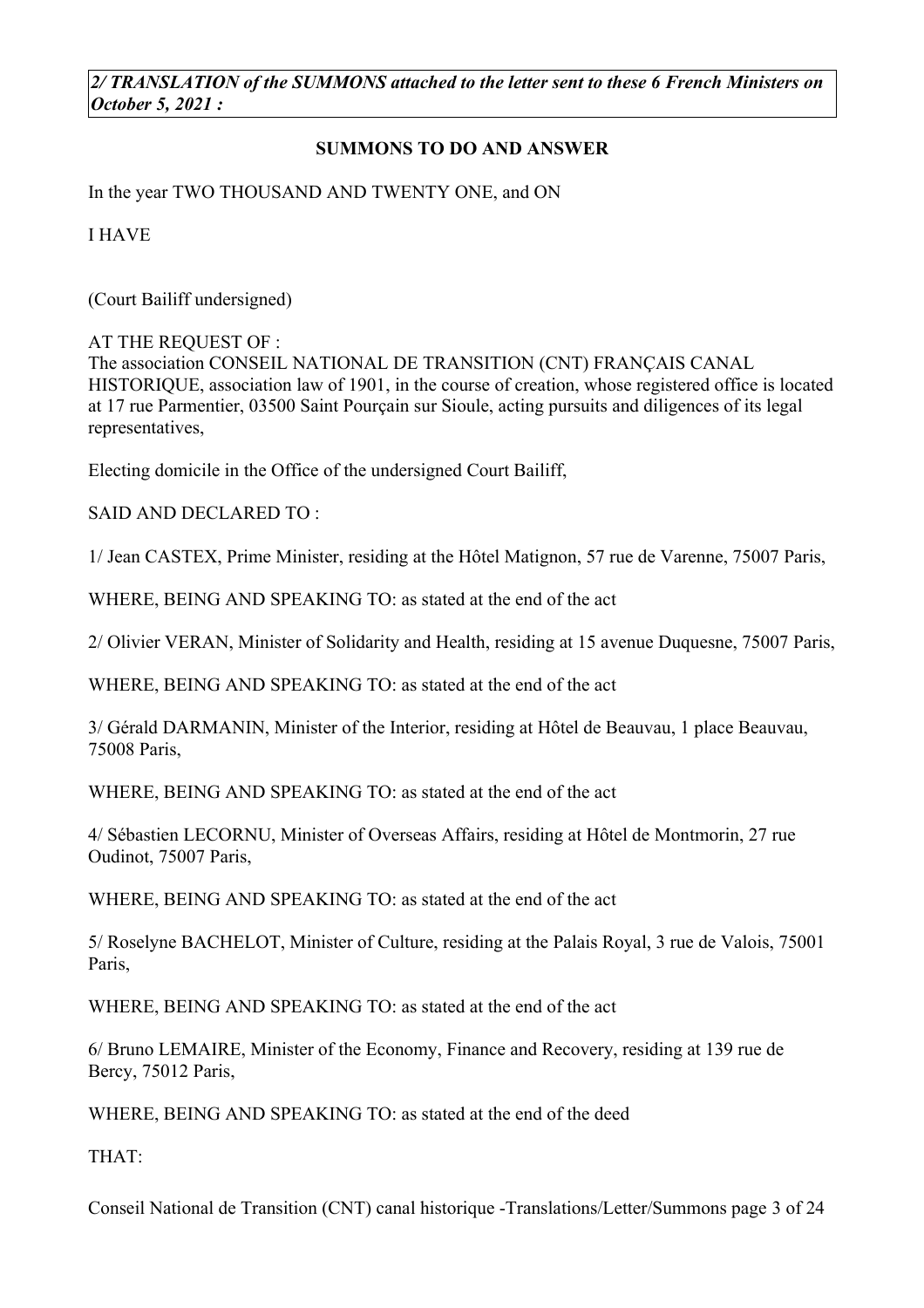*2/ TRANSLATION of the SUMMONS attached to the letter sent to these 6 French Ministers on October 5, 2021 :*

**SUMMONS TO DO AND ANSWER**

In the year TWO THOUSAND AND TWENTY ONE, and ON

I HAVE

(Court Bailiff undersigned)

AT THE REQUEST OF :
The association CONSEIL NATIONAL DE TRANSITION (CNT) FRANÇAIS CANAL HISTORIQUE, association law of 1901, in the course of creation, whose registered office is located at 17 rue Parmentier, 03500 Saint Pourçain sur Sioule, acting pursuits and diligences of its legal representatives,

Electing domicile in the Office of the undersigned Court Bailiff,

SAID AND DECLARED TO :

1/ Jean CASTEX, Prime Minister, residing at the Hôtel Matignon, 57 rue de Varenne, 75007 Paris,

WHERE, BEING AND SPEAKING TO: as stated at the end of the act

2/ Olivier VERAN, Minister of Solidarity and Health, residing at 15 avenue Duquesne, 75007 Paris,

WHERE, BEING AND SPEAKING TO: as stated at the end of the act

3/ Gérald DARMANIN, Minister of the Interior, residing at Hôtel de Beauvau, 1 place Beauvau, 75008 Paris,

WHERE, BEING AND SPEAKING TO: as stated at the end of the act

4/ Sébastien LECORNU, Minister of Overseas Affairs, residing at Hôtel de Montmorin, 27 rue Oudinot, 75007 Paris,

WHERE, BEING AND SPEAKING TO: as stated at the end of the act

5/ Roselyne BACHELOT, Minister of Culture, residing at the Palais Royal, 3 rue de Valois, 75001 Paris,

WHERE, BEING AND SPEAKING TO: as stated at the end of the act

6/ Bruno LEMAIRE, Minister of the Economy, Finance and Recovery, residing at 139 rue de Bercy, 75012 Paris,

WHERE, BEING AND SPEAKING TO: as stated at the end of the deed

THAT: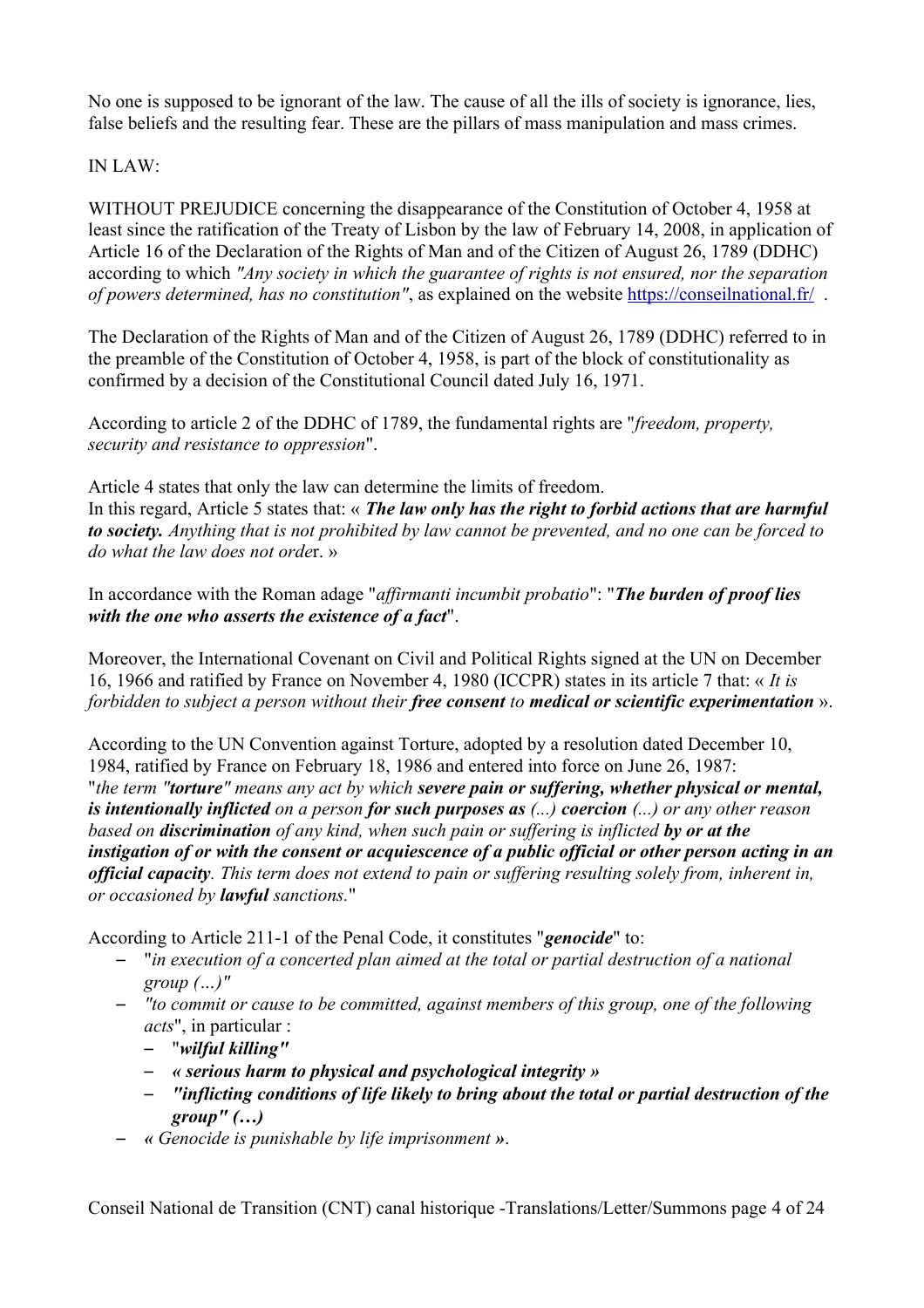No one is supposed to be ignorant of the law. The cause of all the ills of society is ignorance, lies, false beliefs and the resulting fear. These are the pillars of mass manipulation and mass crimes.

IN LAW:

WITHOUT PREJUDICE concerning the disappearance of the Constitution of October 4, 1958 at least since the ratification of the Treaty of Lisbon by the law of February 14, 2008, in application of Article 16 of the Declaration of the Rights of Man and of the Citizen of August 26, 1789 (DDHC) according to which *"Any society in which the guarantee of rights is not ensured, nor the separation of powers determined, has no constitution"*, as explained on the website https://conseilnational.fr/ .

The Declaration of the Rights of Man and of the Citizen of August 26, 1789 (DDHC) referred to in the preamble of the Constitution of October 4, 1958, is part of the block of constitutionality as confirmed by a decision of the Constitutional Council dated July 16, 1971.

According to article 2 of the DDHC of 1789, the fundamental rights are "*freedom, property, security and resistance to oppression*".

Article 4 states that only the law can determine the limits of freedom.
In this regard, Article 5 states that: « ***The law only has the right to forbid actions that are harmful to society.*** *Anything that is not prohibited by law cannot be prevented, and no one can be forced to do what the law does not orde*r. »

In accordance with the Roman adage "*affirmanti incumbit probatio*": "***The burden of proof lies with the one who asserts the existence of a fact***".

Moreover, the International Covenant on Civil and Political Rights signed at the UN on December 16, 1966 and ratified by France on November 4, 1980 (ICCPR) states in its article 7 that: « *It is forbidden to subject a person without their **free consent** to **medical or scientific experimentation*** ».

According to the UN Convention against Torture, adopted by a resolution dated December 10, 1984, ratified by France on February 18, 1986 and entered into force on June 26, 1987:
"*the term "**torture**" means any act by which **severe pain or suffering, whether physical or mental, is intentionally inflicted** on a person **for such purposes as** (...) **coercion** (...) or any other reason based on **discrimination** of any kind, when such pain or suffering is inflicted **by or at the instigation of or with the consent or acquiescence of a public official or other person acting in an official capacity**. This term does not extend to pain or suffering resulting solely from, inherent in, or occasioned by **lawful** sanctions.*"

According to Article 211-1 of the Penal Code, it constitutes "***genocide***" to:

- "*in execution of a concerted plan aimed at the total or partial destruction of a national group (...)"*
- *"to commit or cause to be committed, against members of this group, one of the following acts*", in particular :
  - "***wilful killing"***
  - ***« serious harm to physical and psychological integrity »***
  - ***"inflicting conditions of life likely to bring about the total or partial destruction of the group" (…)***
- ***«** Genocide is punishable by life imprisonment **»**.*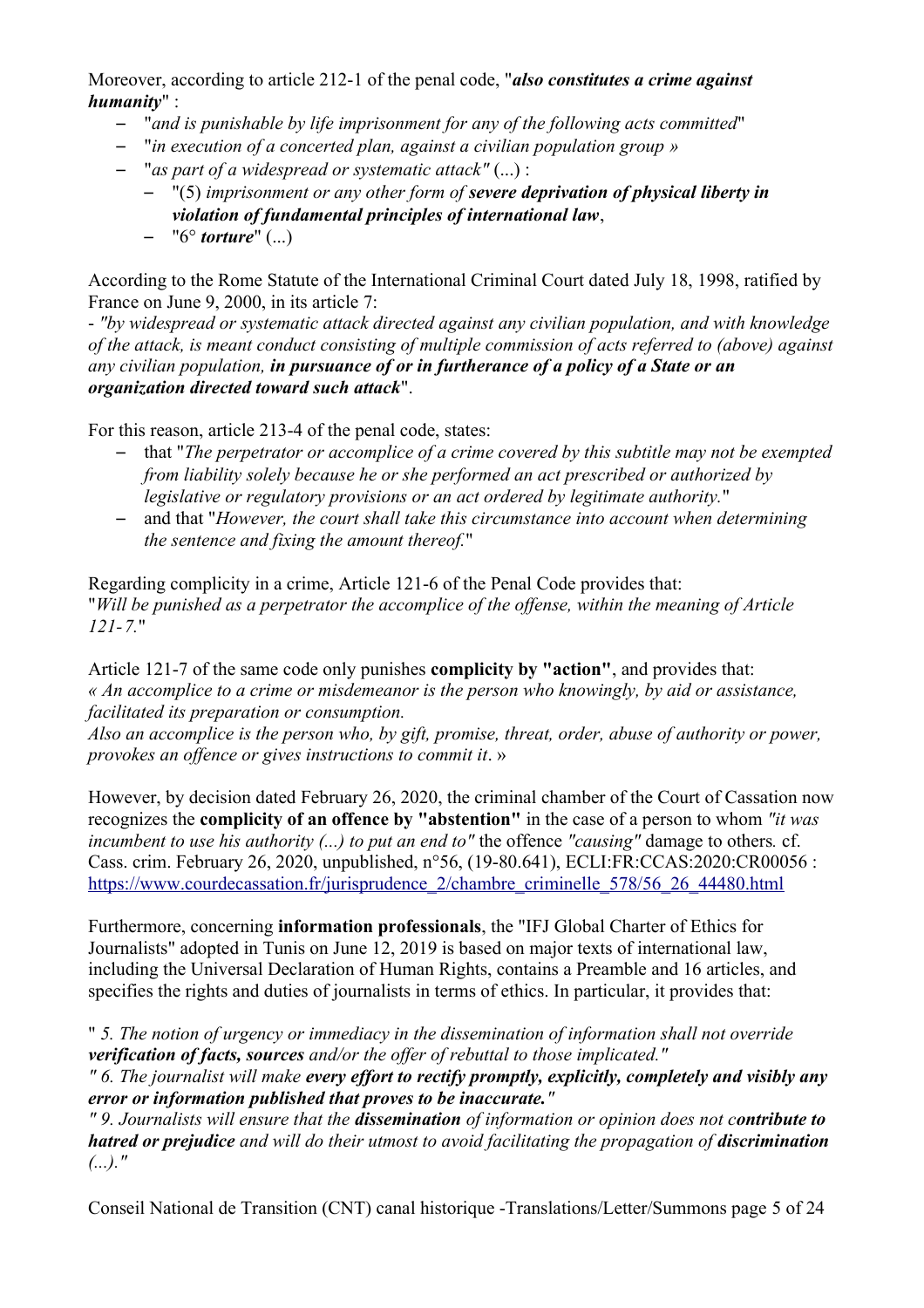Moreover, according to article 212-1 of the penal code, "***also constitutes a crime against humanity***" :

- "*and is punishable by life imprisonment for any of the following acts committed*"
- "*in execution of a concerted plan, against a civilian population group »*
- "*as part of a widespread or systematic attack"* (...) :
  - "(5) *imprisonment or any other form of **severe deprivation of physical liberty in violation of fundamental principles of international law***,
  - "6° ***torture***" (...)

According to the Rome Statute of the International Criminal Court dated July 18, 1998, ratified by France on June 9, 2000, in its article 7:

- *"by widespread or systematic attack directed against any civilian population, and with knowledge of the attack, is meant conduct consisting of multiple commission of acts referred to (above) against any civilian population, **in pursuance of or in furtherance of a policy of a State or an organization directed toward such attack***".

For this reason, article 213-4 of the penal code, states:

- that "*The perpetrator or accomplice of a crime covered by this subtitle may not be exempted from liability solely because he or she performed an act prescribed or authorized by legislative or regulatory provisions or an act ordered by legitimate authority.*"
- and that "*However, the court shall take this circumstance into account when determining the sentence and fixing the amount thereof.*"

Regarding complicity in a crime, Article 121-6 of the Penal Code provides that:
"*Will be punished as a perpetrator the accomplice of the offense, within the meaning of Article 121-7.*"

Article 121-7 of the same code only punishes **complicity by "action"**, and provides that:
*« An accomplice to a crime or misdemeanor is the person who knowingly, by aid or assistance, facilitated its preparation or consumption.*
*Also an accomplice is the person who, by gift, promise, threat, order, abuse of authority or power, provokes an offence or gives instructions to commit it*. »

However, by decision dated February 26, 2020, the criminal chamber of the Court of Cassation now recognizes the **complicity of an offence by "abstention"** in the case of a person to whom *"it was incumbent to use his authority (...) to put an end to"* the offence *"causing"* damage to others*.* cf. Cass. crim. February 26, 2020, unpublished, n°56, (19-80.641), ECLI:FR:CCAS:2020:CR00056 : [https://www.courdecassation.fr/jurisprudence_2/chambre_criminelle_578/56_26_44480.html](https://www.courdecassation.fr/jurisprudence_2/chambre_criminelle_578/56_26_44480.html)

Furthermore, concerning **information professionals**, the "IFJ Global Charter of Ethics for Journalists" adopted in Tunis on June 12, 2019 is based on major texts of international law, including the Universal Declaration of Human Rights, contains a Preamble and 16 articles, and specifies the rights and duties of journalists in terms of ethics. In particular, it provides that:

" *5. The notion of urgency or immediacy in the dissemination of information shall not override **verification of facts, sources** and/or the offer of rebuttal to those implicated."*

*" 6. The journalist will make **every effort to rectify promptly, explicitly, completely and visibly any error or information published that proves to be inaccurate.**"*

*" 9. Journalists will ensure that the **dissemination** of information or opinion does not c**ontribute to hatred or prejudice** and will do their utmost to avoid facilitating the propagation of **discrimination** (...)."*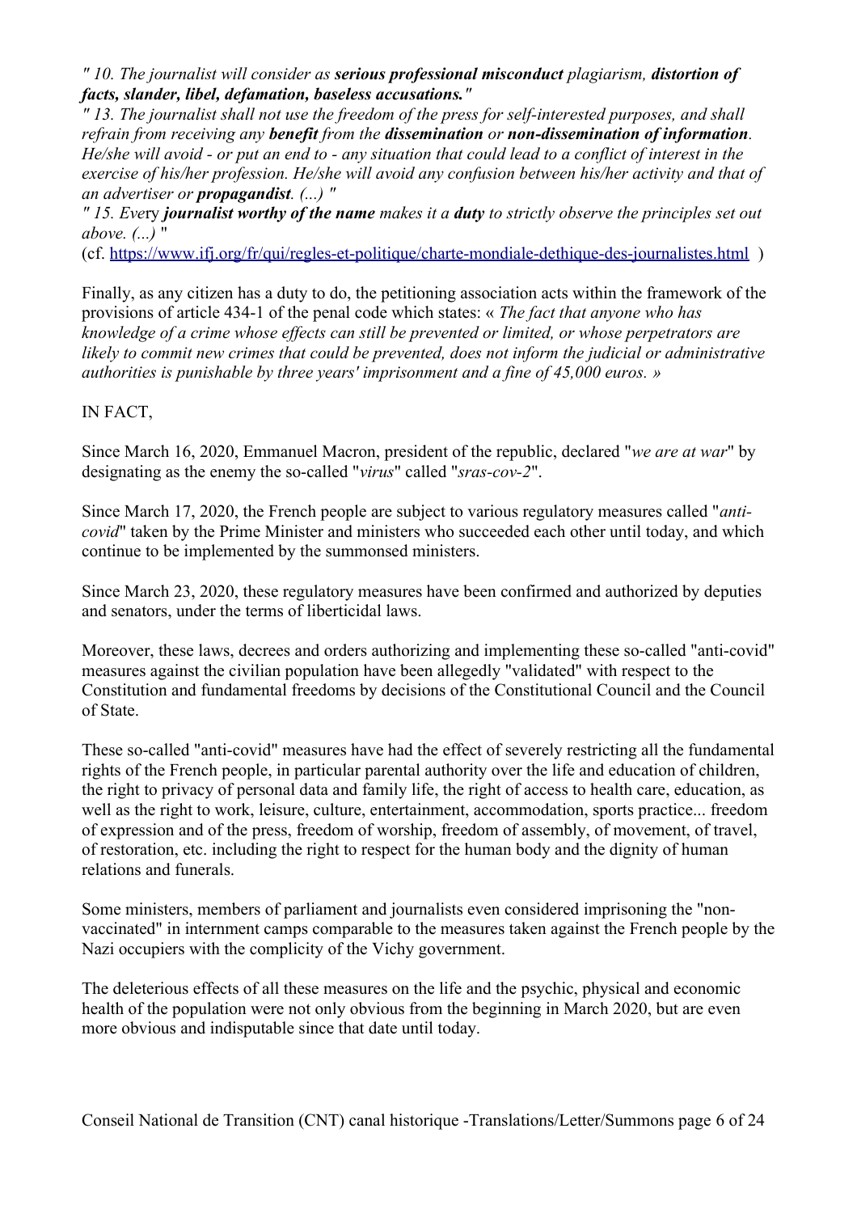*" 10. The journalist will consider as **serious professional misconduct** plagiarism, **distortion of facts, slander, libel, defamation, baseless accusations.**"*

*" 13. The journalist shall not use the freedom of the press for self-interested purposes, and shall refrain from receiving any **benefit** from the **dissemination** or **non-dissemination of information**. He/she will avoid - or put an end to - any situation that could lead to a conflict of interest in the exercise of his/her profession. He/she will avoid any confusion between his/her activity and that of an advertiser or **propagandist**. (...) "*

*" 15. Every **journalist worthy of the name** makes it a **duty** to strictly observe the principles set out above. (...)* "

(cf. https://www.ifj.org/fr/qui/regles-et-politique/charte-mondiale-dethique-des-journalistes.html )

Finally, as any citizen has a duty to do, the petitioning association acts within the framework of the provisions of article 434-1 of the penal code which states: « *The fact that anyone who has knowledge of a crime whose effects can still be prevented or limited, or whose perpetrators are likely to commit new crimes that could be prevented, does not inform the judicial or administrative authorities is punishable by three years' imprisonment and a fine of 45,000 euros.* »

IN FACT,

Since March 16, 2020, Emmanuel Macron, president of the republic, declared "*we are at war*" by designating as the enemy the so-called "*virus*" called "*sras-cov-2*".

Since March 17, 2020, the French people are subject to various regulatory measures called "*anti-covid*" taken by the Prime Minister and ministers who succeeded each other until today, and which continue to be implemented by the summonsed ministers.

Since March 23, 2020, these regulatory measures have been confirmed and authorized by deputies and senators, under the terms of liberticidal laws.

Moreover, these laws, decrees and orders authorizing and implementing these so-called "anti-covid" measures against the civilian population have been allegedly "validated" with respect to the Constitution and fundamental freedoms by decisions of the Constitutional Council and the Council of State.

These so-called "anti-covid" measures have had the effect of severely restricting all the fundamental rights of the French people, in particular parental authority over the life and education of children, the right to privacy of personal data and family life, the right of access to health care, education, as well as the right to work, leisure, culture, entertainment, accommodation, sports practice... freedom of expression and of the press, freedom of worship, freedom of assembly, of movement, of travel, of restoration, etc. including the right to respect for the human body and the dignity of human relations and funerals.

Some ministers, members of parliament and journalists even considered imprisoning the "non-vaccinated" in internment camps comparable to the measures taken against the French people by the Nazi occupiers with the complicity of the Vichy government.

The deleterious effects of all these measures on the life and the psychic, physical and economic health of the population were not only obvious from the beginning in March 2020, but are even more obvious and indisputable since that date until today.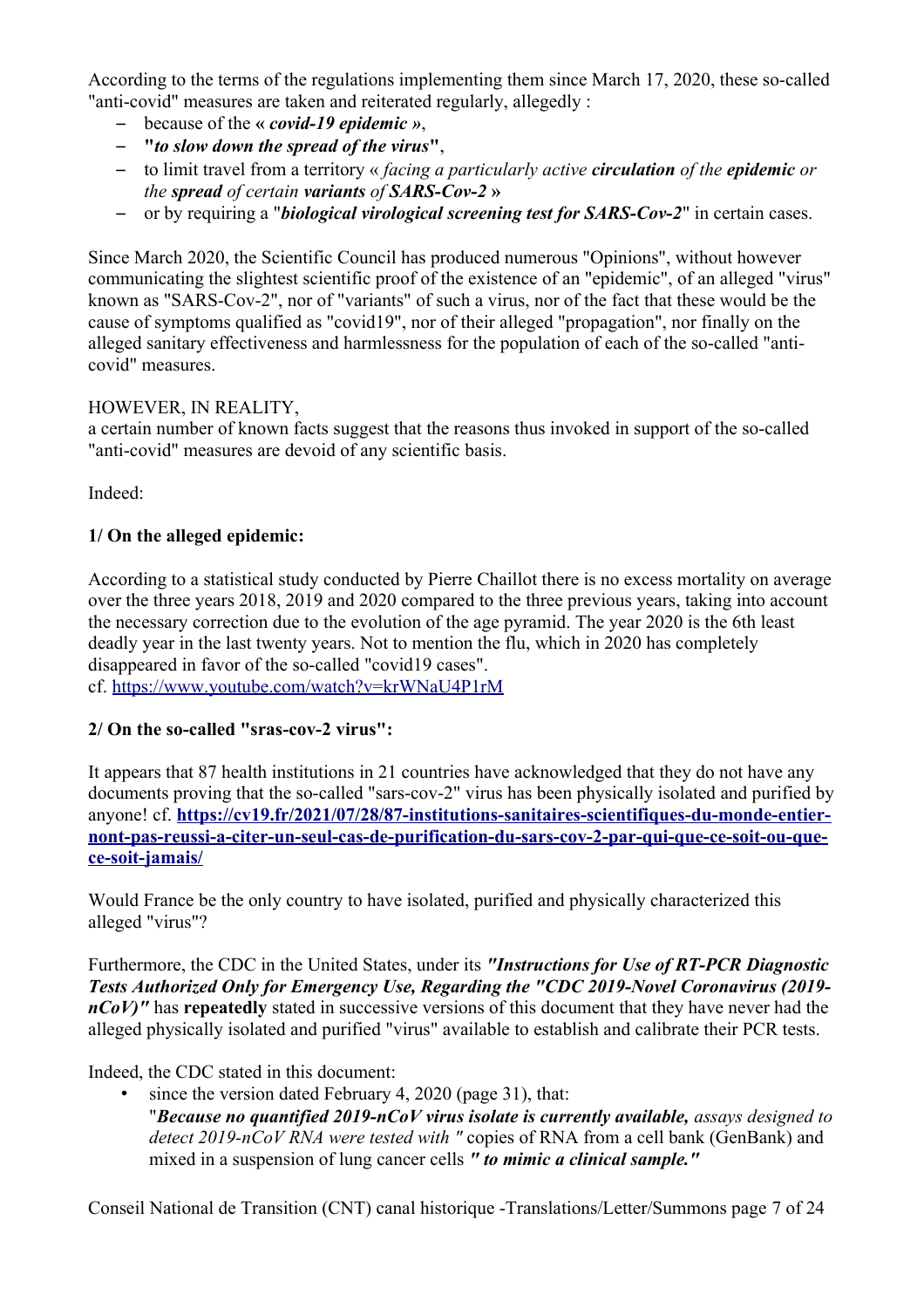According to the terms of the regulations implementing them since March 17, 2020, these so-called "anti-covid" measures are taken and reiterated regularly, allegedly :

- because of the **« *covid-19 epidemic* »**,
- **"*to slow down the spread of the virus*"**,
- to limit travel from a territory « *facing a particularly active **circulation** of the **epidemic** or the **spread** of certain **variants** of **SARS-Cov-2*** **»**
- or by requiring a "***biological virological screening test for SARS-Cov-2***" in certain cases.

Since March 2020, the Scientific Council has produced numerous "Opinions", without however communicating the slightest scientific proof of the existence of an "epidemic", of an alleged "virus" known as "SARS-Cov-2", nor of "variants" of such a virus, nor of the fact that these would be the cause of symptoms qualified as "covid19", nor of their alleged "propagation", nor finally on the alleged sanitary effectiveness and harmlessness for the population of each of the so-called "anti-covid" measures.

HOWEVER, IN REALITY,
a certain number of known facts suggest that the reasons thus invoked in support of the so-called "anti-covid" measures are devoid of any scientific basis.

Indeed:

**1/ On the alleged epidemic:**

According to a statistical study conducted by Pierre Chaillot there is no excess mortality on average over the three years 2018, 2019 and 2020 compared to the three previous years, taking into account the necessary correction due to the evolution of the age pyramid. The year 2020 is the 6th least deadly year in the last twenty years. Not to mention the flu, which in 2020 has completely disappeared in favor of the so-called "covid19 cases".
cf. https://www.youtube.com/watch?v=krWNaU4P1rM

**2/ On the so-called "sras-cov-2 virus":**

It appears that 87 health institutions in 21 countries have acknowledged that they do not have any documents proving that the so-called "sars-cov-2" virus has been physically isolated and purified by anyone! cf. **https://cv19.fr/2021/07/28/87-institutions-sanitaires-scientifiques-du-monde-entier-nont-pas-reussi-a-citer-un-seul-cas-de-purification-du-sars-cov-2-par-qui-que-ce-soit-ou-que-ce-soit-jamais/**

Would France be the only country to have isolated, purified and physically characterized this alleged "virus"?

Furthermore, the CDC in the United States, under its ***"Instructions for Use of RT-PCR Diagnostic Tests Authorized Only for Emergency Use, Regarding the "CDC 2019-Novel Coronavirus (2019-nCoV)"*** has **repeatedly** stated in successive versions of this document that they have never had the alleged physically isolated and purified "virus" available to establish and calibrate their PCR tests.

Indeed, the CDC stated in this document:

- since the version dated February 4, 2020 (page 31), that:
  "***Because no quantified 2019-nCoV virus isolate is currently available,*** *assays designed to detect 2019-nCoV RNA were tested with "* copies of RNA from a cell bank (GenBank) and mixed in a suspension of lung cancer cells ***" to mimic a clinical sample."***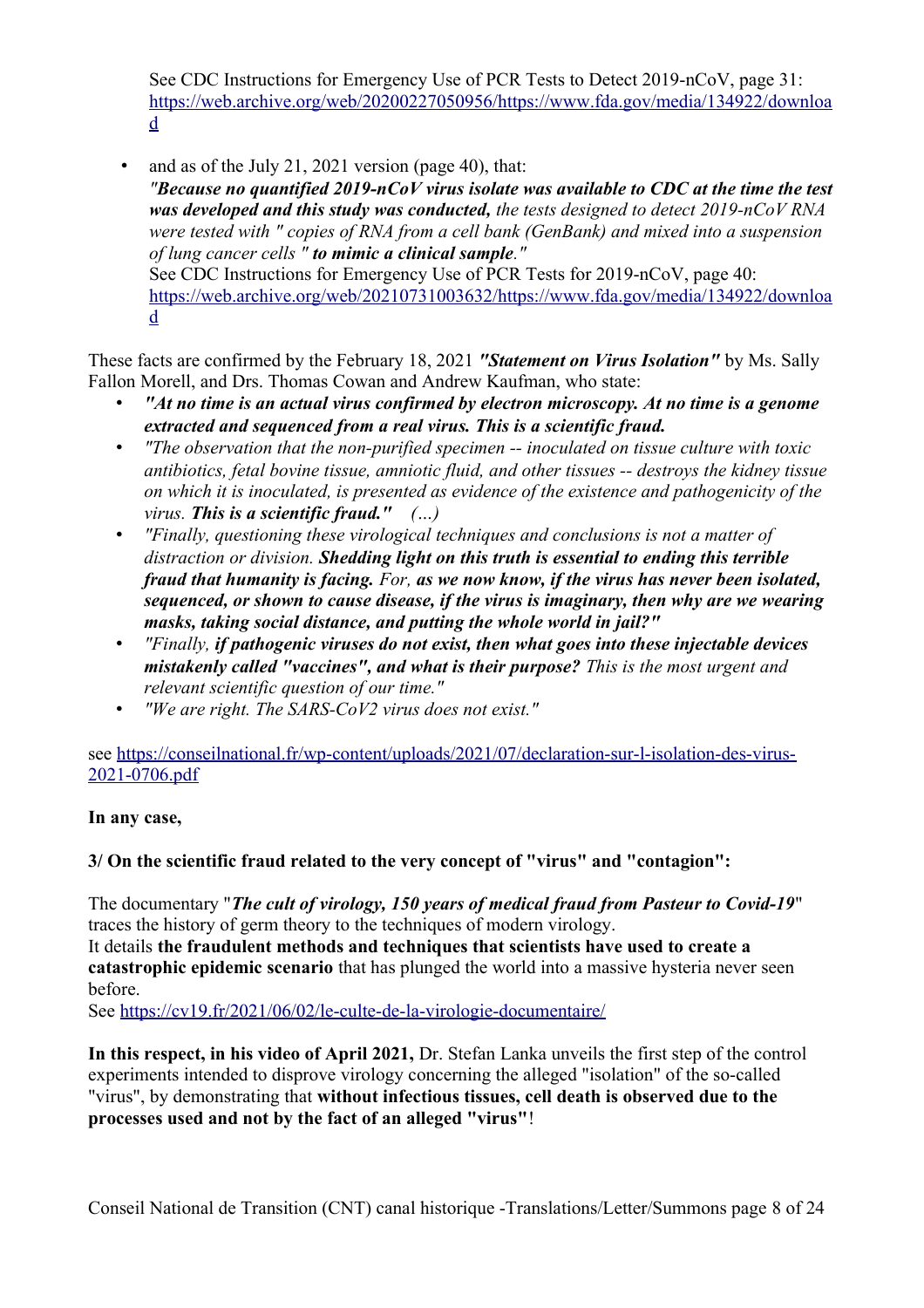See CDC Instructions for Emergency Use of PCR Tests to Detect 2019-nCoV, page 31: https://web.archive.org/web/20200227050956/https://www.fda.gov/media/134922/download

- and as of the July 21, 2021 version (page 40), that:
  *"**Because no quantified 2019-nCoV virus isolate was available to CDC at the time the test was developed and this study was conducted,** the tests designed to detect 2019-nCoV RNA were tested with " copies of RNA from a cell bank (GenBank) and mixed into a suspension of lung cancer cells " **to mimic a clinical sample**."*
  See CDC Instructions for Emergency Use of PCR Tests for 2019-nCoV, page 40: https://web.archive.org/web/20210731003632/https://www.fda.gov/media/134922/download

These facts are confirmed by the February 18, 2021 ***"Statement on Virus Isolation"*** by Ms. Sally Fallon Morell, and Drs. Thomas Cowan and Andrew Kaufman, who state:

- ***"At no time is an actual virus confirmed by electron microscopy. At no time is a genome extracted and sequenced from a real virus. This is a scientific fraud.***
- *"The observation that the non-purified specimen -- inoculated on tissue culture with toxic antibiotics, fetal bovine tissue, amniotic fluid, and other tissues -- destroys the kidney tissue on which it is inoculated, is presented as evidence of the existence and pathogenicity of the virus. **This is a scientific fraud."** (...)*
- *"Finally, questioning these virological techniques and conclusions is not a matter of distraction or division. **Shedding light on this truth is essential to ending this terrible fraud that humanity is facing.** For, **as we now know, if the virus has never been isolated, sequenced, or shown to cause disease, if the virus is imaginary, then why are we wearing masks, taking social distance, and putting the whole world in jail?"***
- *"Finally, **if pathogenic viruses do not exist, then what goes into these injectable devices mistakenly called "vaccines", and what is their purpose?** This is the most urgent and relevant scientific question of our time."*
- *"We are right. The SARS-CoV2 virus does not exist."*

see https://conseilnational.fr/wp-content/uploads/2021/07/declaration-sur-l-isolation-des-virus-2021-0706.pdf

**In any case,**

**3/ On the scientific fraud related to the very concept of "virus" and "contagion":**

The documentary "***The cult of virology, 150 years of medical fraud from Pasteur to Covid-19***" traces the history of germ theory to the techniques of modern virology.
It details **the fraudulent methods and techniques that scientists have used to create a catastrophic epidemic scenario** that has plunged the world into a massive hysteria never seen before.
See https://cv19.fr/2021/06/02/le-culte-de-la-virologie-documentaire/

**In this respect, in his video of April 2021,** Dr. Stefan Lanka unveils the first step of the control experiments intended to disprove virology concerning the alleged "isolation" of the so-called "virus", by demonstrating that **without infectious tissues, cell death is observed due to the processes used and not by the fact of an alleged "virus"**!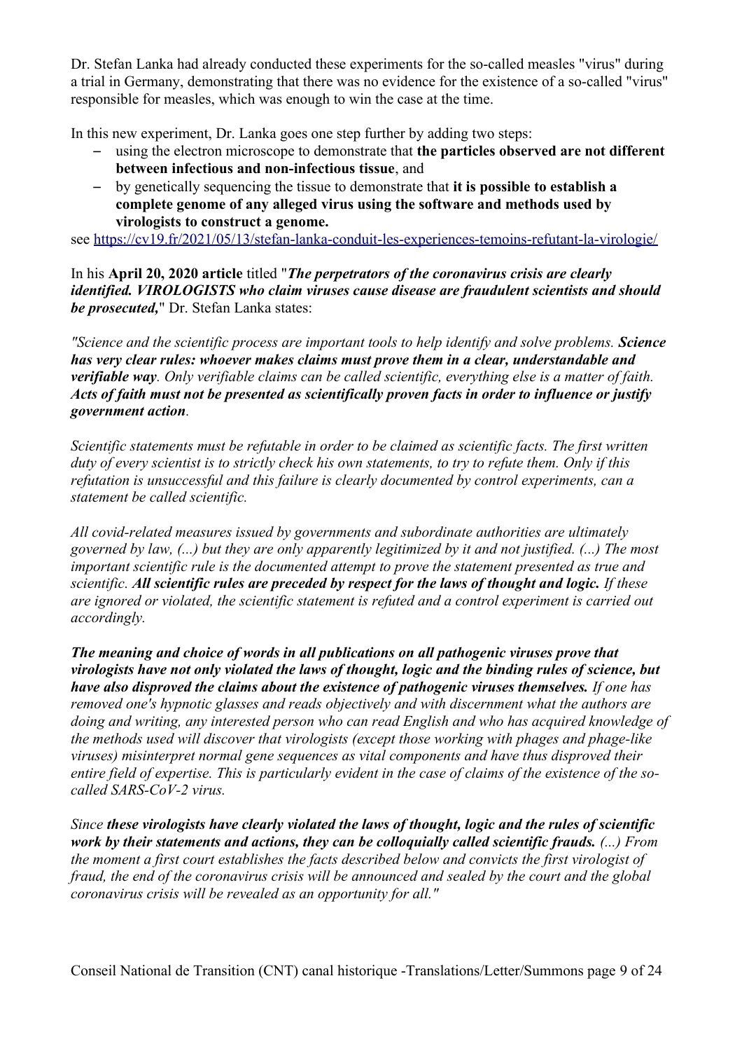Dr. Stefan Lanka had already conducted these experiments for the so-called measles "virus" during a trial in Germany, demonstrating that there was no evidence for the existence of a so-called "virus" responsible for measles, which was enough to win the case at the time.

In this new experiment, Dr. Lanka goes one step further by adding two steps:

- using the electron microscope to demonstrate that **the particles observed are not different between infectious and non-infectious tissue**, and
- by genetically sequencing the tissue to demonstrate that **it is possible to establish a complete genome of any alleged virus using the software and methods used by virologists to construct a genome.**

see https://cv19.fr/2021/05/13/stefan-lanka-conduit-les-experiences-temoins-refutant-la-virologie/

In his **April 20, 2020 article** titled "***The perpetrators of the coronavirus crisis are clearly identified. VIROLOGISTS who claim viruses cause disease are fraudulent scientists and should be prosecuted,***" Dr. Stefan Lanka states:

*"Science and the scientific process are important tools to help identify and solve problems.* ***Science has very clear rules: whoever makes claims must prove them in a clear, understandable and verifiable way****. Only verifiable claims can be called scientific, everything else is a matter of faith.* ***Acts of faith must not be presented as scientifically proven facts in order to influence or justify government action****.*

*Scientific statements must be refutable in order to be claimed as scientific facts. The first written duty of every scientist is to strictly check his own statements, to try to refute them. Only if this refutation is unsuccessful and this failure is clearly documented by control experiments, can a statement be called scientific.*

*All covid-related measures issued by governments and subordinate authorities are ultimately governed by law, (...) but they are only apparently legitimized by it and not justified. (...) The most important scientific rule is the documented attempt to prove the statement presented as true and scientific.* ***All scientific rules are preceded by respect for the laws of thought and logic.*** *If these are ignored or violated, the scientific statement is refuted and a control experiment is carried out accordingly.*

***The meaning and choice of words in all publications on all pathogenic viruses prove that virologists have not only violated the laws of thought, logic and the binding rules of science, but have also disproved the claims about the existence of pathogenic viruses themselves.*** *If one has removed one's hypnotic glasses and reads objectively and with discernment what the authors are doing and writing, any interested person who can read English and who has acquired knowledge of the methods used will discover that virologists (except those working with phages and phage-like viruses) misinterpret normal gene sequences as vital components and have thus disproved their entire field of expertise. This is particularly evident in the case of claims of the existence of the so-called SARS-CoV-2 virus.*

*Since* ***these virologists have clearly violated the laws of thought, logic and the rules of scientific work by their statements and actions, they can be colloquially called scientific frauds.*** *(...) From the moment a first court establishes the facts described below and convicts the first virologist of fraud, the end of the coronavirus crisis will be announced and sealed by the court and the global coronavirus crisis will be revealed as an opportunity for all."*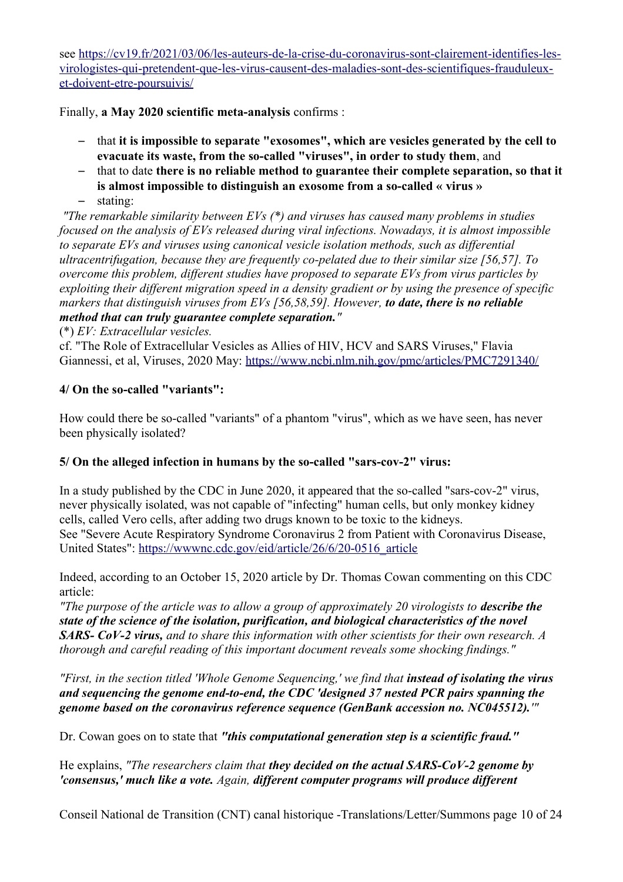see https://cv19.fr/2021/03/06/les-auteurs-de-la-crise-du-coronavirus-sont-clairement-identifies-les-virologistes-qui-pretendent-que-les-virus-causent-des-maladies-sont-des-scientifiques-frauduleux-et-doivent-etre-poursuivis/

Finally, **a May 2020 scientific meta-analysis** confirms :

- that **it is impossible to separate "exosomes", which are vesicles generated by the cell to evacuate its waste, from the so-called "viruses", in order to study them**, and
- that to date **there is no reliable method to guarantee their complete separation, so that it is almost impossible to distinguish an exosome from a so-called « virus »**
- stating:

*"The remarkable similarity between EVs (\*) and viruses has caused many problems in studies focused on the analysis of EVs released during viral infections. Nowadays, it is almost impossible to separate EVs and viruses using canonical vesicle isolation methods, such as differential ultracentrifugation, because they are frequently co-pelated due to their similar size [56,57]. To overcome this problem, different studies have proposed to separate EVs from virus particles by exploiting their different migration speed in a density gradient or by using the presence of specific markers that distinguish viruses from EVs [56,58,59]. However,* ***to date, there is no reliable method that can truly guarantee complete separation."***

(*) *EV: Extracellular vesicles.*

cf. "The Role of Extracellular Vesicles as Allies of HIV, HCV and SARS Viruses," Flavia Giannessi, et al, Viruses, 2020 May: https://www.ncbi.nlm.nih.gov/pmc/articles/PMC7291340/

**4/ On the so-called "variants":**

How could there be so-called "variants" of a phantom "virus", which as we have seen, has never been physically isolated?

**5/ On the alleged infection in humans by the so-called "sars-cov-2" virus:**

In a study published by the CDC in June 2020, it appeared that the so-called "sars-cov-2" virus, never physically isolated, was not capable of "infecting" human cells, but only monkey kidney cells, called Vero cells, after adding two drugs known to be toxic to the kidneys.
See "Severe Acute Respiratory Syndrome Coronavirus 2 from Patient with Coronavirus Disease, United States": https://wwwnc.cdc.gov/eid/article/26/6/20-0516_article

Indeed, according to an October 15, 2020 article by Dr. Thomas Cowan commenting on this CDC article:

*"The purpose of the article was to allow a group of approximately 20 virologists to* ***describe the state of the science of the isolation, purification, and biological characteristics of the novel SARS- CoV-2 virus,*** *and to share this information with other scientists for their own research. A thorough and careful reading of this important document reveals some shocking findings."*

*"First, in the section titled 'Whole Genome Sequencing,' we find that* ***instead of isolating the virus and sequencing the genome end-to-end, the CDC 'designed 37 nested PCR pairs spanning the genome based on the coronavirus reference sequence (GenBank accession no. NC045512).'"***

Dr. Cowan goes on to state that ***"this computational generation step is a scientific fraud."***

He explains, *"The researchers claim that* ***they decided on the actual SARS-CoV-2 genome by 'consensus,' much like a vote.*** *Again,* ***different computer programs will produce different***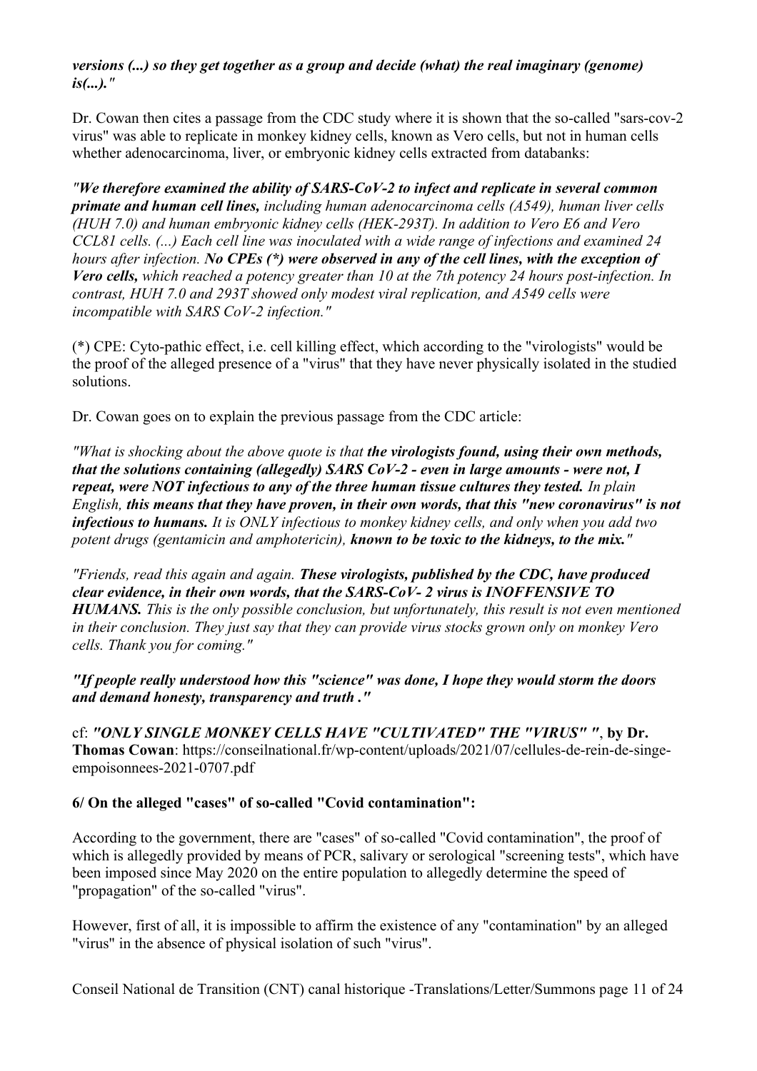***versions (...) so they get together as a group and decide (what) the real imaginary (genome) is(...)."***

Dr. Cowan then cites a passage from the CDC study where it is shown that the so-called "sars-cov-2 virus" was able to replicate in monkey kidney cells, known as Vero cells, but not in human cells whether adenocarcinoma, liver, or embryonic kidney cells extracted from databanks:

*"**We therefore examined the ability of SARS-CoV-2 to infect and replicate in several common primate and human cell lines,** including human adenocarcinoma cells (A549), human liver cells (HUH 7.0) and human embryonic kidney cells (HEK-293T). In addition to Vero E6 and Vero CCL81 cells. (...) Each cell line was inoculated with a wide range of infections and examined 24 hours after infection. **No CPEs (\*) were observed in any of the cell lines, with the exception of Vero cells,** which reached a potency greater than 10 at the 7th potency 24 hours post-infection. In contrast, HUH 7.0 and 293T showed only modest viral replication, and A549 cells were incompatible with SARS CoV-2 infection."*

(*) CPE: Cyto-pathic effect, i.e. cell killing effect, which according to the "virologists" would be the proof of the alleged presence of a "virus" that they have never physically isolated in the studied solutions.

Dr. Cowan goes on to explain the previous passage from the CDC article:

*"What is shocking about the above quote is that **the virologists found, using their own methods, that the solutions containing (allegedly) SARS CoV-2 - even in large amounts - were not, I repeat, were NOT infectious to any of the three human tissue cultures they tested.** In plain English, **this means that they have proven, in their own words, that this "new coronavirus" is not infectious to humans.** It is ONLY infectious to monkey kidney cells, and only when you add two potent drugs (gentamicin and amphotericin), **known to be toxic to the kidneys, to the mix.**"*

*"Friends, read this again and again. **These virologists, published by the CDC, have produced clear evidence, in their own words, that the SARS-CoV- 2 virus is INOFFENSIVE TO HUMANS.** This is the only possible conclusion, but unfortunately, this result is not even mentioned in their conclusion. They just say that they can provide virus stocks grown only on monkey Vero cells. Thank you for coming."*

***"If people really understood how this "science" was done, I hope they would storm the doors and demand honesty, transparency and truth ."***

cf: ***"ONLY SINGLE MONKEY CELLS HAVE "CULTIVATED" THE "VIRUS" "***, **by Dr. Thomas Cowan**: https://conseilnational.fr/wp-content/uploads/2021/07/cellules-de-rein-de-singe-empoisonnees-2021-0707.pdf

**6/ On the alleged "cases" of so-called "Covid contamination":**

According to the government, there are "cases" of so-called "Covid contamination", the proof of which is allegedly provided by means of PCR, salivary or serological "screening tests", which have been imposed since May 2020 on the entire population to allegedly determine the speed of "propagation" of the so-called "virus".

However, first of all, it is impossible to affirm the existence of any "contamination" by an alleged "virus" in the absence of physical isolation of such "virus".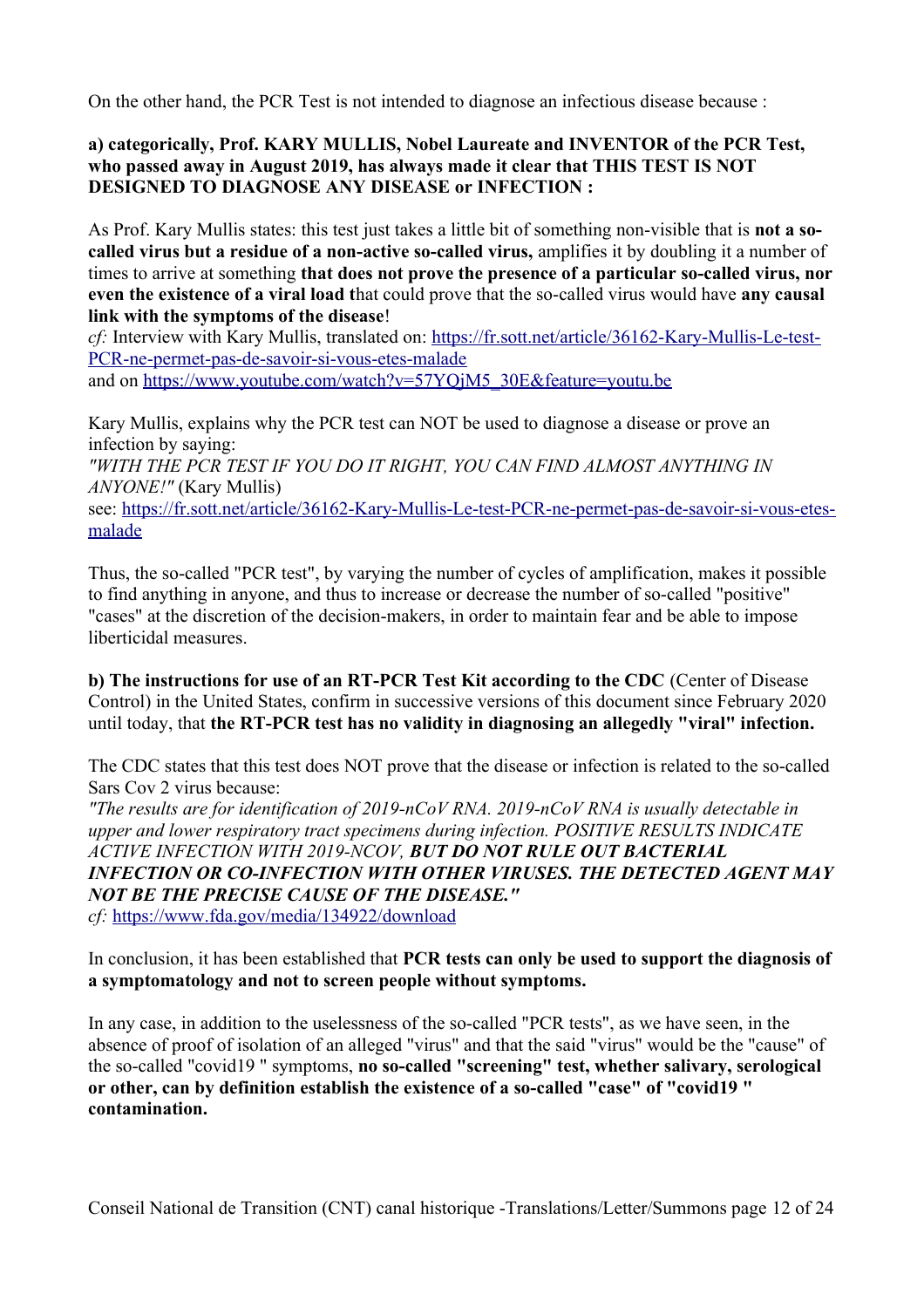On the other hand, the PCR Test is not intended to diagnose an infectious disease because :

**a) categorically, Prof. KARY MULLIS, Nobel Laureate and INVENTOR of the PCR Test, who passed away in August 2019, has always made it clear that THIS TEST IS NOT DESIGNED TO DIAGNOSE ANY DISEASE or INFECTION :**

As Prof. Kary Mullis states: this test just takes a little bit of something non-visible that is **not a so-called virus but a residue of a non-active so-called virus,** amplifies it by doubling it a number of times to arrive at something **that does not prove the presence of a particular so-called virus, nor even the existence of a viral load t**hat could prove that the so-called virus would have **any causal link with the symptoms of the disease**!
*cf:* Interview with Kary Mullis, translated on: https://fr.sott.net/article/36162-Kary-Mullis-Le-test-PCR-ne-permet-pas-de-savoir-si-vous-etes-malade
and on https://www.youtube.com/watch?v=57YQjM5_30E&feature=youtu.be

Kary Mullis, explains why the PCR test can NOT be used to diagnose a disease or prove an infection by saying:
*"WITH THE PCR TEST IF YOU DO IT RIGHT, YOU CAN FIND ALMOST ANYTHING IN ANYONE!"* (Kary Mullis)
see: https://fr.sott.net/article/36162-Kary-Mullis-Le-test-PCR-ne-permet-pas-de-savoir-si-vous-etes-malade

Thus, the so-called "PCR test", by varying the number of cycles of amplification, makes it possible to find anything in anyone, and thus to increase or decrease the number of so-called "positive" "cases" at the discretion of the decision-makers, in order to maintain fear and be able to impose liberticidal measures.

**b) The instructions for use of an RT-PCR Test Kit according to the CDC** (Center of Disease Control) in the United States, confirm in successive versions of this document since February 2020 until today, that **the RT-PCR test has no validity in diagnosing an allegedly "viral" infection.**

The CDC states that this test does NOT prove that the disease or infection is related to the so-called Sars Cov 2 virus because:
*"The results are for identification of 2019-nCoV RNA. 2019-nCoV RNA is usually detectable in upper and lower respiratory tract specimens during infection. POSITIVE RESULTS INDICATE ACTIVE INFECTION WITH 2019-NCOV,* ***BUT DO NOT RULE OUT BACTERIAL INFECTION OR CO-INFECTION WITH OTHER VIRUSES. THE DETECTED AGENT MAY NOT BE THE PRECISE CAUSE OF THE DISEASE."***
*cf:* https://www.fda.gov/media/134922/download

In conclusion, it has been established that **PCR tests can only be used to support the diagnosis of a symptomatology and not to screen people without symptoms.**

In any case, in addition to the uselessness of the so-called "PCR tests", as we have seen, in the absence of proof of isolation of an alleged "virus" and that the said "virus" would be the "cause" of the so-called "covid19 " symptoms, **no so-called "screening" test, whether salivary, serological or other, can by definition establish the existence of a so-called "case" of "covid19 " contamination.**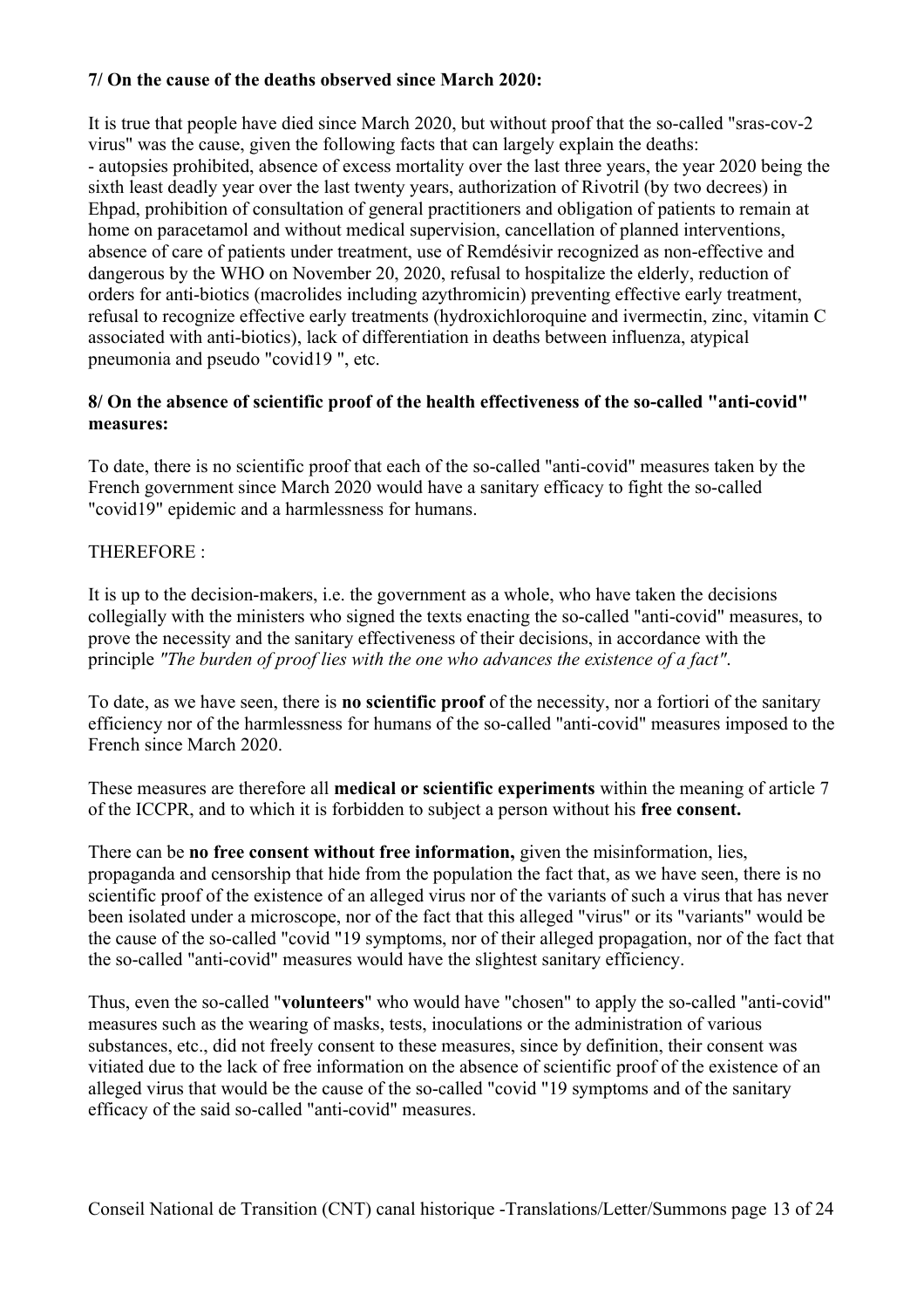**7/ On the cause of the deaths observed since March 2020:**

It is true that people have died since March 2020, but without proof that the so-called "sras-cov-2 virus" was the cause, given the following facts that can largely explain the deaths:
- autopsies prohibited, absence of excess mortality over the last three years, the year 2020 being the sixth least deadly year over the last twenty years, authorization of Rivotril (by two decrees) in Ehpad, prohibition of consultation of general practitioners and obligation of patients to remain at home on paracetamol and without medical supervision, cancellation of planned interventions, absence of care of patients under treatment, use of Remdésivir recognized as non-effective and dangerous by the WHO on November 20, 2020, refusal to hospitalize the elderly, reduction of orders for anti-biotics (macrolides including azythromicin) preventing effective early treatment, refusal to recognize effective early treatments (hydroxichloroquine and ivermectin, zinc, vitamin C associated with anti-biotics), lack of differentiation in deaths between influenza, atypical pneumonia and pseudo "covid19 ", etc.

**8/ On the absence of scientific proof of the health effectiveness of the so-called "anti-covid" measures:**

To date, there is no scientific proof that each of the so-called "anti-covid" measures taken by the French government since March 2020 would have a sanitary efficacy to fight the so-called "covid19" epidemic and a harmlessness for humans.

THEREFORE :

It is up to the decision-makers, i.e. the government as a whole, who have taken the decisions collegially with the ministers who signed the texts enacting the so-called "anti-covid" measures, to prove the necessity and the sanitary effectiveness of their decisions, in accordance with the principle *"The burden of proof lies with the one who advances the existence of a fact"*.

To date, as we have seen, there is **no scientific proof** of the necessity, nor a fortiori of the sanitary efficiency nor of the harmlessness for humans of the so-called "anti-covid" measures imposed to the French since March 2020.

These measures are therefore all **medical or scientific experiments** within the meaning of article 7 of the ICCPR, and to which it is forbidden to subject a person without his **free consent.**

There can be **no free consent without free information,** given the misinformation, lies, propaganda and censorship that hide from the population the fact that, as we have seen, there is no scientific proof of the existence of an alleged virus nor of the variants of such a virus that has never been isolated under a microscope, nor of the fact that this alleged "virus" or its "variants" would be the cause of the so-called "covid "19 symptoms, nor of their alleged propagation, nor of the fact that the so-called "anti-covid" measures would have the slightest sanitary efficiency.

Thus, even the so-called "**volunteers**" who would have "chosen" to apply the so-called "anti-covid" measures such as the wearing of masks, tests, inoculations or the administration of various substances, etc., did not freely consent to these measures, since by definition, their consent was vitiated due to the lack of free information on the absence of scientific proof of the existence of an alleged virus that would be the cause of the so-called "covid "19 symptoms and of the sanitary efficacy of the said so-called "anti-covid" measures.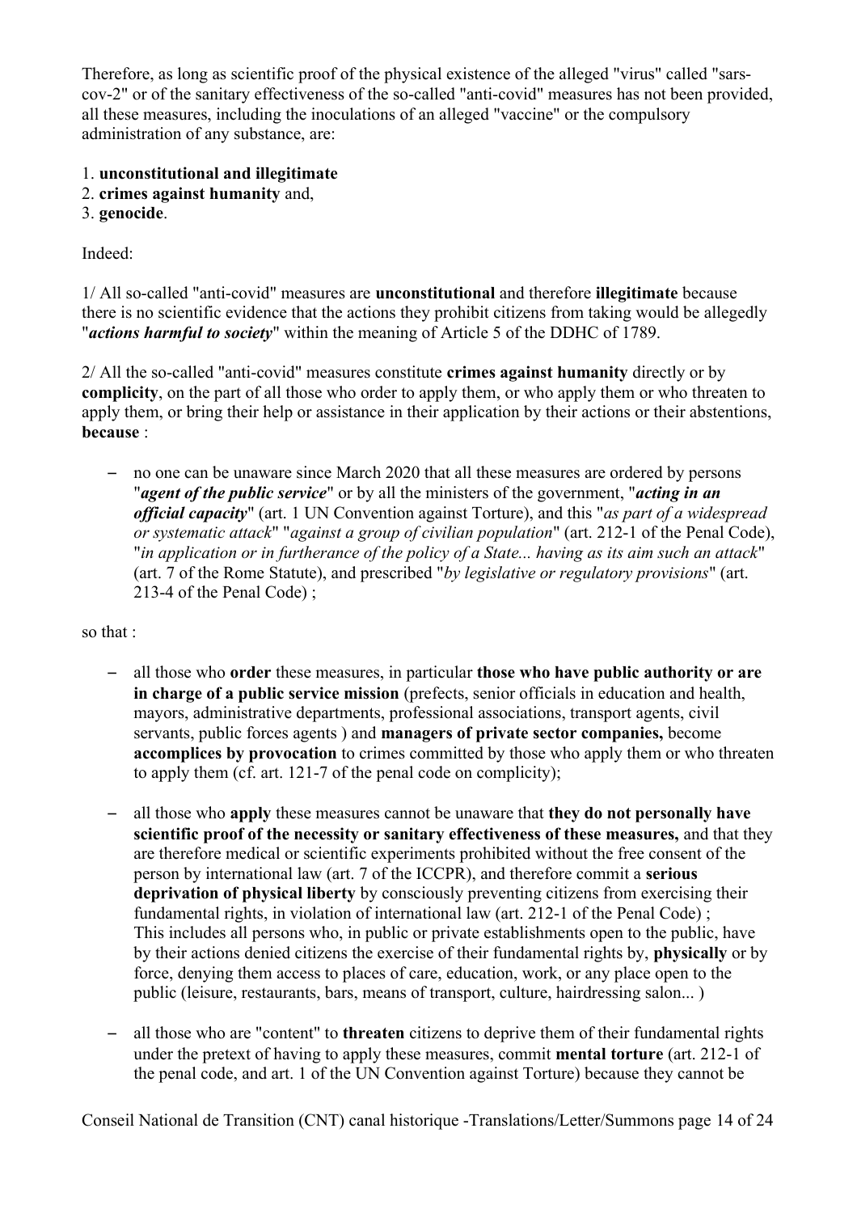Therefore, as long as scientific proof of the physical existence of the alleged "virus" called "sars-cov-2" or of the sanitary effectiveness of the so-called "anti-covid" measures has not been provided, all these measures, including the inoculations of an alleged "vaccine" or the compulsory administration of any substance, are:

1. **unconstitutional and illegitimate**
2. **crimes against humanity** and,
3. **genocide**.

Indeed:

1/ All so-called "anti-covid" measures are **unconstitutional** and therefore **illegitimate** because there is no scientific evidence that the actions they prohibit citizens from taking would be allegedly "***actions harmful to society***" within the meaning of Article 5 of the DDHC of 1789.

2/ All the so-called "anti-covid" measures constitute **crimes against humanity** directly or by **complicity**, on the part of all those who order to apply them, or who apply them or who threaten to apply them, or bring their help or assistance in their application by their actions or their abstentions, **because** :

- no one can be unaware since March 2020 that all these measures are ordered by persons "***agent of the public service***" or by all the ministers of the government, "***acting in an official capacity***" (art. 1 UN Convention against Torture), and this "*as part of a widespread or systematic attack*" "*against a group of civilian population*" (art. 212-1 of the Penal Code), "*in application or in furtherance of the policy of a State... having as its aim such an attack*" (art. 7 of the Rome Statute), and prescribed "*by legislative or regulatory provisions*" (art. 213-4 of the Penal Code) ;

so that :

- all those who **order** these measures, in particular **those who have public authority or are in charge of a public service mission** (prefects, senior officials in education and health, mayors, administrative departments, professional associations, transport agents, civil servants, public forces agents ) and **managers of private sector companies,** become **accomplices by provocation** to crimes committed by those who apply them or who threaten to apply them (cf. art. 121-7 of the penal code on complicity);

- all those who **apply** these measures cannot be unaware that **they do not personally have scientific proof of the necessity or sanitary effectiveness of these measures,** and that they are therefore medical or scientific experiments prohibited without the free consent of the person by international law (art. 7 of the ICCPR), and therefore commit a **serious deprivation of physical liberty** by consciously preventing citizens from exercising their fundamental rights, in violation of international law (art. 212-1 of the Penal Code) ;
  This includes all persons who, in public or private establishments open to the public, have by their actions denied citizens the exercise of their fundamental rights by, **physically** or by force, denying them access to places of care, education, work, or any place open to the public (leisure, restaurants, bars, means of transport, culture, hairdressing salon... )

- all those who are "content" to **threaten** citizens to deprive them of their fundamental rights under the pretext of having to apply these measures, commit **mental torture** (art. 212-1 of the penal code, and art. 1 of the UN Convention against Torture) because they cannot be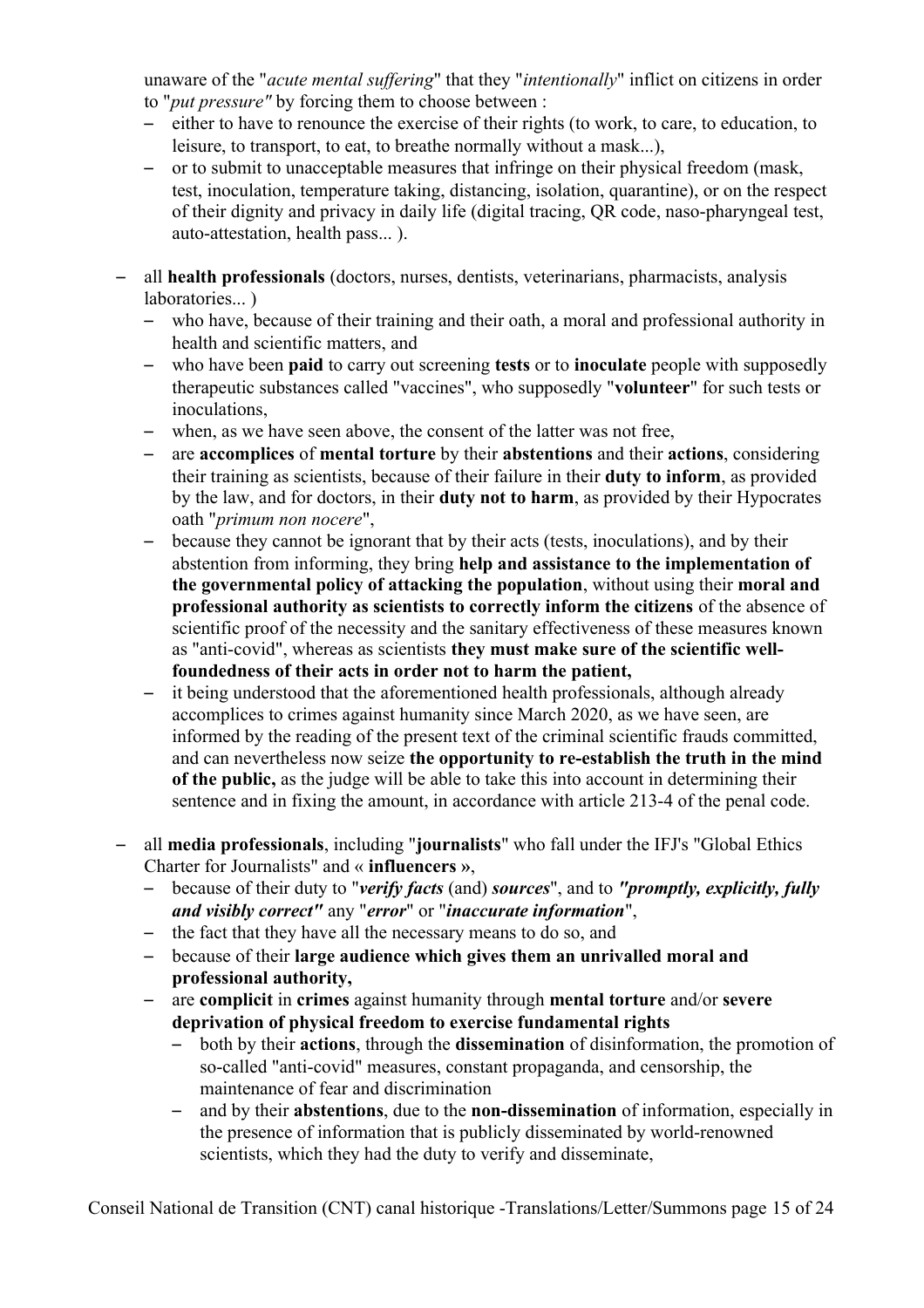unaware of the "*acute mental suffering*" that they "*intentionally*" inflict on citizens in order to "*put pressure"* by forcing them to choose between :

- either to have to renounce the exercise of their rights (to work, to care, to education, to leisure, to transport, to eat, to breathe normally without a mask...),
- or to submit to unacceptable measures that infringe on their physical freedom (mask, test, inoculation, temperature taking, distancing, isolation, quarantine), or on the respect of their dignity and privacy in daily life (digital tracing, QR code, naso-pharyngeal test, auto-attestation, health pass... ).

- all **health professionals** (doctors, nurses, dentists, veterinarians, pharmacists, analysis laboratories... )
  - who have, because of their training and their oath, a moral and professional authority in health and scientific matters, and
  - who have been **paid** to carry out screening **tests** or to **inoculate** people with supposedly therapeutic substances called "vaccines", who supposedly "**volunteer**" for such tests or inoculations,
  - when, as we have seen above, the consent of the latter was not free,
  - are **accomplices** of **mental torture** by their **abstentions** and their **actions**, considering their training as scientists, because of their failure in their **duty to inform**, as provided by the law, and for doctors, in their **duty not to harm**, as provided by their Hypocrates oath "*primum non nocere*",
  - because they cannot be ignorant that by their acts (tests, inoculations), and by their abstention from informing, they bring **help and assistance to the implementation of the governmental policy of attacking the population**, without using their **moral and professional authority as scientists to correctly inform the citizens** of the absence of scientific proof of the necessity and the sanitary effectiveness of these measures known as "anti-covid", whereas as scientists **they must make sure of the scientific well-foundedness of their acts in order not to harm the patient,**
  - it being understood that the aforementioned health professionals, although already accomplices to crimes against humanity since March 2020, as we have seen, are informed by the reading of the present text of the criminal scientific frauds committed, and can nevertheless now seize **the opportunity to re-establish the truth in the mind of the public,** as the judge will be able to take this into account in determining their sentence and in fixing the amount, in accordance with article 213-4 of the penal code.

- all **media professionals**, including "**journalists**" who fall under the IFJ's "Global Ethics Charter for Journalists" and « **influencers »**,
  - because of their duty to "***verify facts*** (and) ***sources***", and to ***"promptly, explicitly, fully and visibly correct"*** any "***error***" or "***inaccurate information***",
  - the fact that they have all the necessary means to do so, and
  - because of their **large audience which gives them an unrivalled moral and professional authority,**
  - are **complicit** in **crimes** against humanity through **mental torture** and/or **severe deprivation of physical freedom to exercise fundamental rights**
    - both by their **actions**, through the **dissemination** of disinformation, the promotion of so-called "anti-covid" measures, constant propaganda, and censorship, the maintenance of fear and discrimination
    - and by their **abstentions**, due to the **non-dissemination** of information, especially in the presence of information that is publicly disseminated by world-renowned scientists, which they had the duty to verify and disseminate,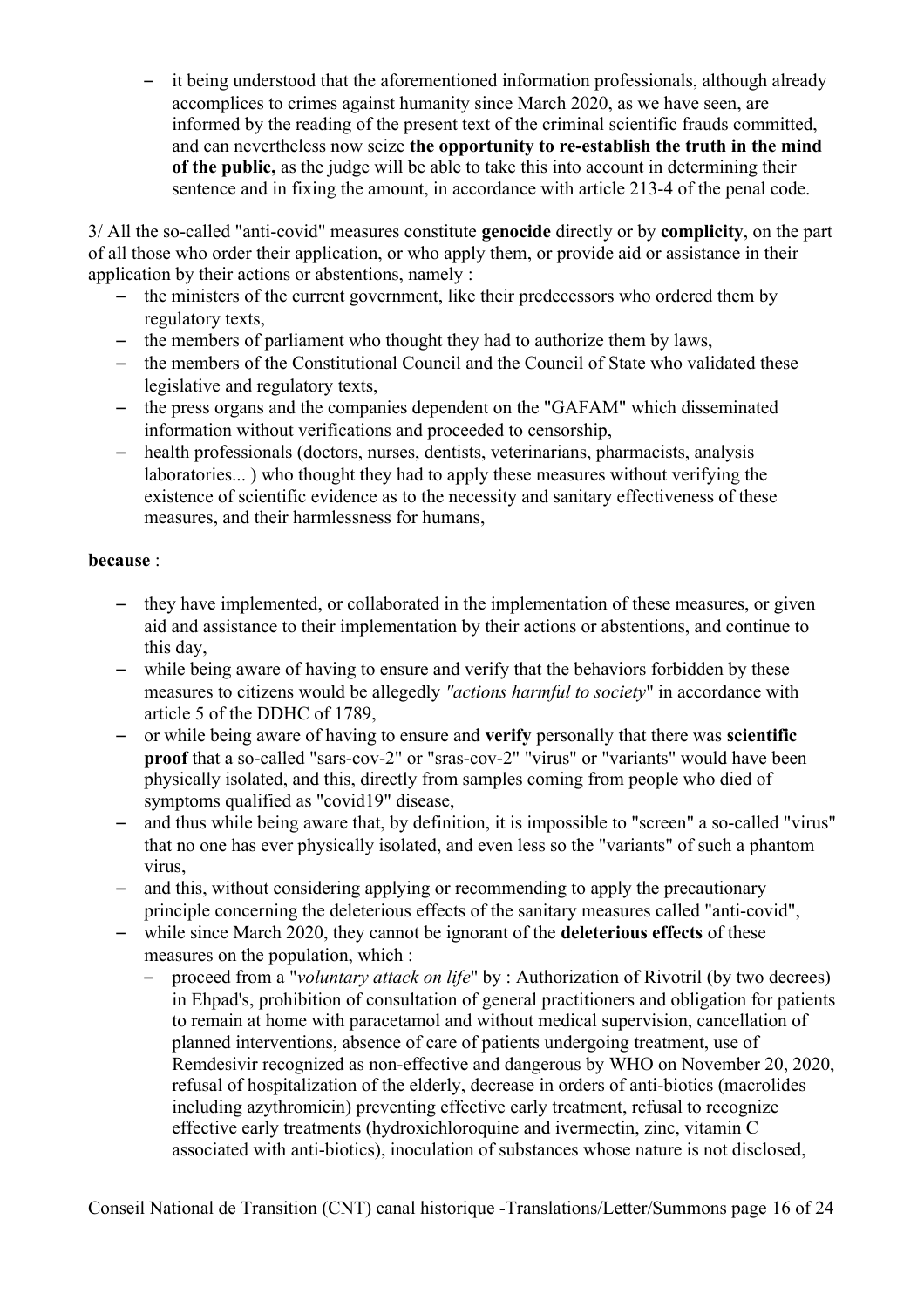- it being understood that the aforementioned information professionals, although already accomplices to crimes against humanity since March 2020, as we have seen, are informed by the reading of the present text of the criminal scientific frauds committed, and can nevertheless now seize **the opportunity to re-establish the truth in the mind of the public,** as the judge will be able to take this into account in determining their sentence and in fixing the amount, in accordance with article 213-4 of the penal code.

3/ All the so-called "anti-covid" measures constitute **genocide** directly or by **complicity**, on the part of all those who order their application, or who apply them, or provide aid or assistance in their application by their actions or abstentions, namely :

- the ministers of the current government, like their predecessors who ordered them by regulatory texts,
- the members of parliament who thought they had to authorize them by laws,
- the members of the Constitutional Council and the Council of State who validated these legislative and regulatory texts,
- the press organs and the companies dependent on the "GAFAM" which disseminated information without verifications and proceeded to censorship,
- health professionals (doctors, nurses, dentists, veterinarians, pharmacists, analysis laboratories... ) who thought they had to apply these measures without verifying the existence of scientific evidence as to the necessity and sanitary effectiveness of these measures, and their harmlessness for humans,

**because** :

- they have implemented, or collaborated in the implementation of these measures, or given aid and assistance to their implementation by their actions or abstentions, and continue to this day,
- while being aware of having to ensure and verify that the behaviors forbidden by these measures to citizens would be allegedly *"actions harmful to society"* in accordance with article 5 of the DDHC of 1789,
- or while being aware of having to ensure and **verify** personally that there was **scientific proof** that a so-called "sars-cov-2" or "sras-cov-2" "virus" or "variants" would have been physically isolated, and this, directly from samples coming from people who died of symptoms qualified as "covid19" disease,
- and thus while being aware that, by definition, it is impossible to "screen" a so-called "virus" that no one has ever physically isolated, and even less so the "variants" of such a phantom virus,
- and this, without considering applying or recommending to apply the precautionary principle concerning the deleterious effects of the sanitary measures called "anti-covid",
- while since March 2020, they cannot be ignorant of the **deleterious effects** of these measures on the population, which :
  - proceed from a "*voluntary attack on life*" by : Authorization of Rivotril (by two decrees) in Ehpad's, prohibition of consultation of general practitioners and obligation for patients to remain at home with paracetamol and without medical supervision, cancellation of planned interventions, absence of care of patients undergoing treatment, use of Remdesivir recognized as non-effective and dangerous by WHO on November 20, 2020, refusal of hospitalization of the elderly, decrease in orders of anti-biotics (macrolides including azythromicin) preventing effective early treatment, refusal to recognize effective early treatments (hydroxichloroquine and ivermectin, zinc, vitamin C associated with anti-biotics), inoculation of substances whose nature is not disclosed,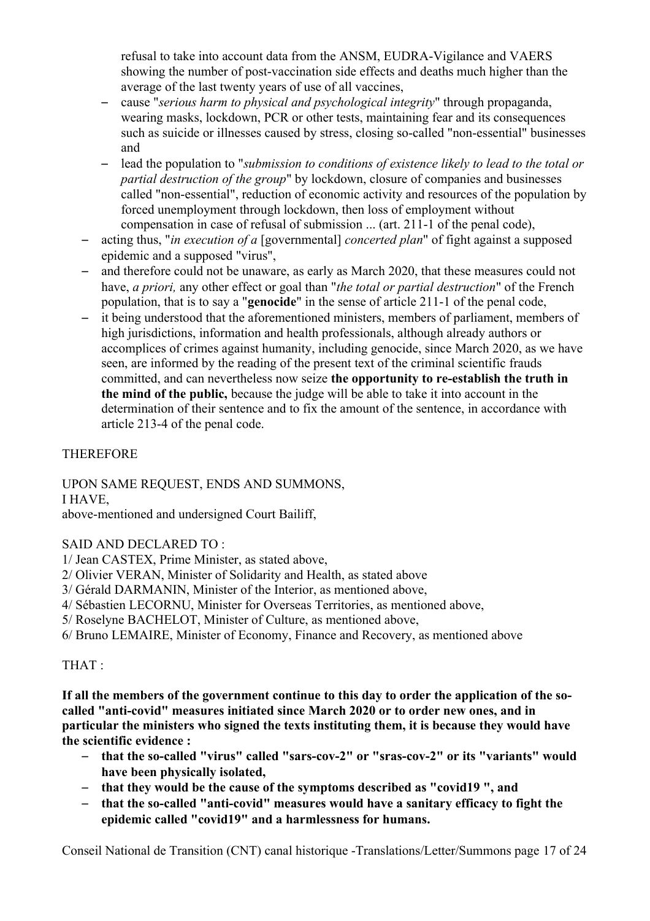refusal to take into account data from the ANSM, EUDRA-Vigilance and VAERS showing the number of post-vaccination side effects and deaths much higher than the average of the last twenty years of use of all vaccines,

   - cause "*serious harm to physical and psychological integrity*" through propaganda, wearing masks, lockdown, PCR or other tests, maintaining fear and its consequences such as suicide or illnesses caused by stress, closing so-called "non-essential" businesses and
   - lead the population to "*submission to conditions of existence likely to lead to the total or partial destruction of the group*" by lockdown, closure of companies and businesses called "non-essential", reduction of economic activity and resources of the population by forced unemployment through lockdown, then loss of employment without compensation in case of refusal of submission ... (art. 211-1 of the penal code),

- acting thus, "*in execution of a* [governmental] *concerted plan*" of fight against a supposed epidemic and a supposed "virus",
- and therefore could not be unaware, as early as March 2020, that these measures could not have, *a priori,* any other effect or goal than "*the total or partial destruction*" of the French population, that is to say a "**genocide**" in the sense of article 211-1 of the penal code,
- it being understood that the aforementioned ministers, members of parliament, members of high jurisdictions, information and health professionals, although already authors or accomplices of crimes against humanity, including genocide, since March 2020, as we have seen, are informed by the reading of the present text of the criminal scientific frauds committed, and can nevertheless now seize **the opportunity to re-establish the truth in the mind of the public,** because the judge will be able to take it into account in the determination of their sentence and to fix the amount of the sentence, in accordance with article 213-4 of the penal code.

THEREFORE

UPON SAME REQUEST, ENDS AND SUMMONS,
I HAVE,
above-mentioned and undersigned Court Bailiff,

SAID AND DECLARED TO :

1/ Jean CASTEX, Prime Minister, as stated above,
2/ Olivier VERAN, Minister of Solidarity and Health, as stated above
3/ Gérald DARMANIN, Minister of the Interior, as mentioned above,
4/ Sébastien LECORNU, Minister for Overseas Territories, as mentioned above,
5/ Roselyne BACHELOT, Minister of Culture, as mentioned above,
6/ Bruno LEMAIRE, Minister of Economy, Finance and Recovery, as mentioned above

THAT :

**If all the members of the government continue to this day to order the application of the so-called "anti-covid" measures initiated since March 2020 or to order new ones, and in particular the ministers who signed the texts instituting them, it is because they would have the scientific evidence :**

- **that the so-called "virus" called "sars-cov-2" or "sras-cov-2" or its "variants" would have been physically isolated,**
- **that they would be the cause of the symptoms described as "covid19 ", and**
- **that the so-called "anti-covid" measures would have a sanitary efficacy to fight the epidemic called "covid19" and a harmlessness for humans.**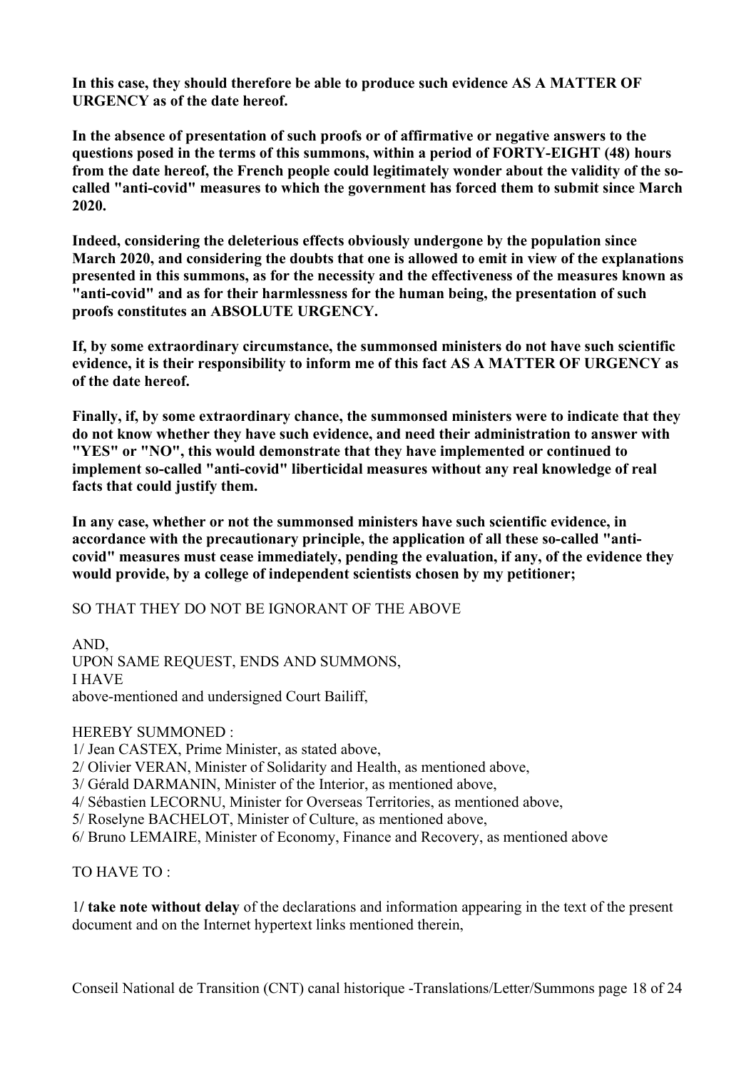**In this case, they should therefore be able to produce such evidence AS A MATTER OF URGENCY as of the date hereof.**

**In the absence of presentation of such proofs or of affirmative or negative answers to the questions posed in the terms of this summons, within a period of FORTY-EIGHT (48) hours from the date hereof, the French people could legitimately wonder about the validity of the so-called "anti-covid" measures to which the government has forced them to submit since March 2020.**

**Indeed, considering the deleterious effects obviously undergone by the population since March 2020, and considering the doubts that one is allowed to emit in view of the explanations presented in this summons, as for the necessity and the effectiveness of the measures known as "anti-covid" and as for their harmlessness for the human being, the presentation of such proofs constitutes an ABSOLUTE URGENCY.**

**If, by some extraordinary circumstance, the summonsed ministers do not have such scientific evidence, it is their responsibility to inform me of this fact AS A MATTER OF URGENCY as of the date hereof.**

**Finally, if, by some extraordinary chance, the summonsed ministers were to indicate that they do not know whether they have such evidence, and need their administration to answer with "YES" or "NO", this would demonstrate that they have implemented or continued to implement so-called "anti-covid" liberticidal measures without any real knowledge of real facts that could justify them.**

**In any case, whether or not the summonsed ministers have such scientific evidence, in accordance with the precautionary principle, the application of all these so-called "anti-covid" measures must cease immediately, pending the evaluation, if any, of the evidence they would provide, by a college of independent scientists chosen by my petitioner;**

SO THAT THEY DO NOT BE IGNORANT OF THE ABOVE

AND,
UPON SAME REQUEST, ENDS AND SUMMONS,
I HAVE
above-mentioned and undersigned Court Bailiff,

HEREBY SUMMONED :

1/ Jean CASTEX, Prime Minister, as stated above,
2/ Olivier VERAN, Minister of Solidarity and Health, as mentioned above,
3/ Gérald DARMANIN, Minister of the Interior, as mentioned above,
4/ Sébastien LECORNU, Minister for Overseas Territories, as mentioned above,
5/ Roselyne BACHELOT, Minister of Culture, as mentioned above,
6/ Bruno LEMAIRE, Minister of Economy, Finance and Recovery, as mentioned above

TO HAVE TO :

1**/ take note without delay** of the declarations and information appearing in the text of the present document and on the Internet hypertext links mentioned therein,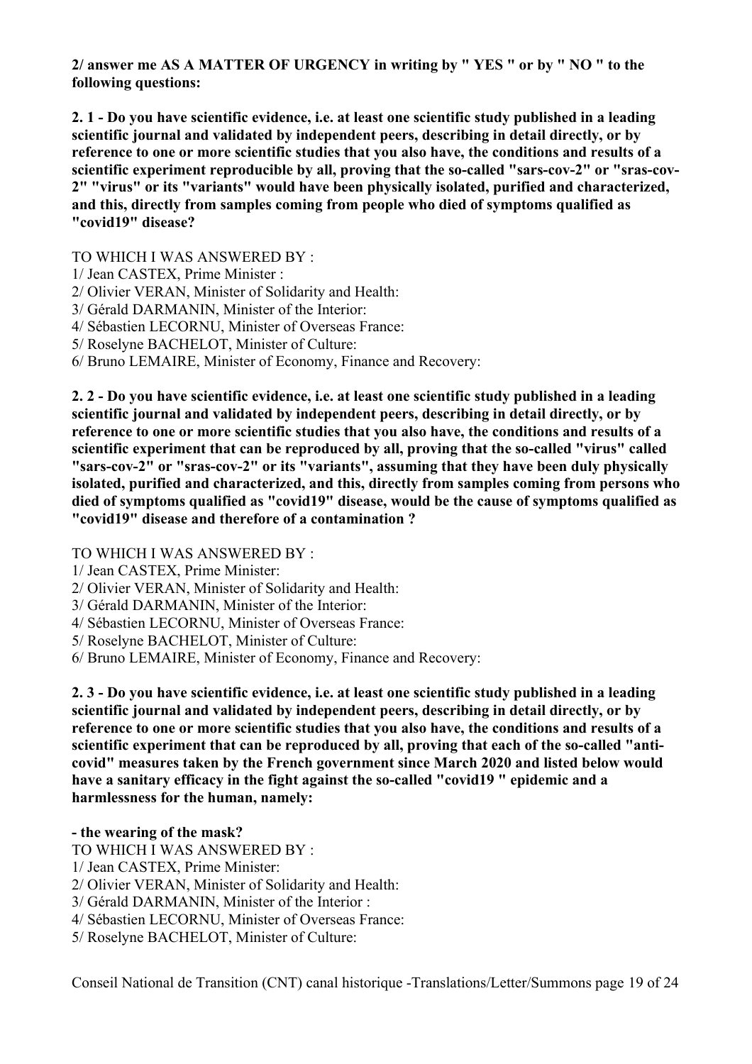**2/ answer me AS A MATTER OF URGENCY in writing by " YES " or by " NO " to the following questions:**

**2. 1 - Do you have scientific evidence, i.e. at least one scientific study published in a leading scientific journal and validated by independent peers, describing in detail directly, or by reference to one or more scientific studies that you also have, the conditions and results of a scientific experiment reproducible by all, proving that the so-called "sars-cov-2" or "sras-cov-2" "virus" or its "variants" would have been physically isolated, purified and characterized, and this, directly from samples coming from people who died of symptoms qualified as "covid19" disease?**

TO WHICH I WAS ANSWERED BY :

1/ Jean CASTEX, Prime Minister :
2/ Olivier VERAN, Minister of Solidarity and Health:
3/ Gérald DARMANIN, Minister of the Interior:
4/ Sébastien LECORNU, Minister of Overseas France:
5/ Roselyne BACHELOT, Minister of Culture:
6/ Bruno LEMAIRE, Minister of Economy, Finance and Recovery:

**2. 2 - Do you have scientific evidence, i.e. at least one scientific study published in a leading scientific journal and validated by independent peers, describing in detail directly, or by reference to one or more scientific studies that you also have, the conditions and results of a scientific experiment that can be reproduced by all, proving that the so-called "virus" called "sars-cov-2" or "sras-cov-2" or its "variants", assuming that they have been duly physically isolated, purified and characterized, and this, directly from samples coming from persons who died of symptoms qualified as "covid19" disease, would be the cause of symptoms qualified as "covid19" disease and therefore of a contamination ?**

TO WHICH I WAS ANSWERED BY :

1/ Jean CASTEX, Prime Minister:
2/ Olivier VERAN, Minister of Solidarity and Health:
3/ Gérald DARMANIN, Minister of the Interior:
4/ Sébastien LECORNU, Minister of Overseas France:
5/ Roselyne BACHELOT, Minister of Culture:
6/ Bruno LEMAIRE, Minister of Economy, Finance and Recovery:

**2. 3 - Do you have scientific evidence, i.e. at least one scientific study published in a leading scientific journal and validated by independent peers, describing in detail directly, or by reference to one or more scientific studies that you also have, the conditions and results of a scientific experiment that can be reproduced by all, proving that each of the so-called "anti-covid" measures taken by the French government since March 2020 and listed below would have a sanitary efficacy in the fight against the so-called "covid19 " epidemic and a harmlessness for the human, namely:**

**- the wearing of the mask?**

TO WHICH I WAS ANSWERED BY :

1/ Jean CASTEX, Prime Minister:
2/ Olivier VERAN, Minister of Solidarity and Health:
3/ Gérald DARMANIN, Minister of the Interior :
4/ Sébastien LECORNU, Minister of Overseas France:
5/ Roselyne BACHELOT, Minister of Culture: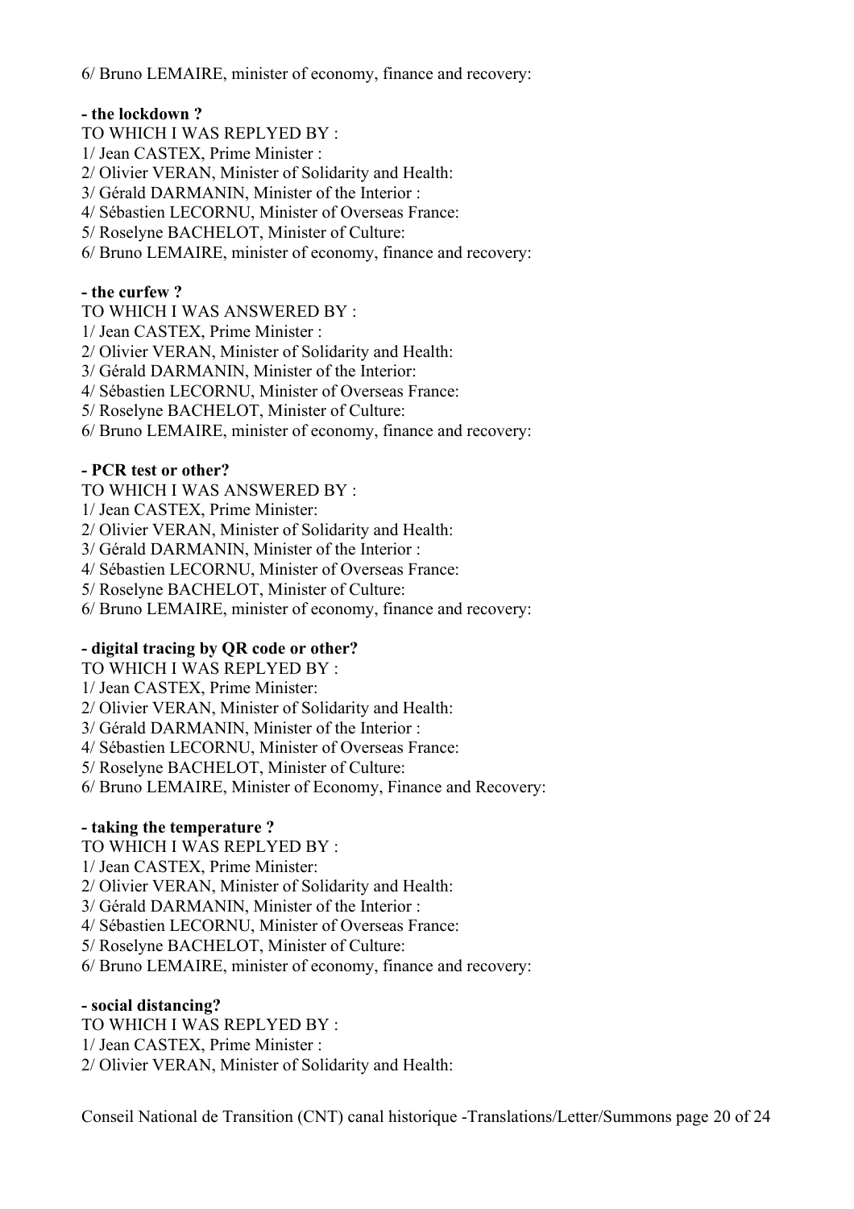6/ Bruno LEMAIRE, minister of economy, finance and recovery:

**- the lockdown ?**

TO WHICH I WAS REPLYED BY :

1/ Jean CASTEX, Prime Minister :

2/ Olivier VERAN, Minister of Solidarity and Health:

3/ Gérald DARMANIN, Minister of the Interior :

4/ Sébastien LECORNU, Minister of Overseas France:

5/ Roselyne BACHELOT, Minister of Culture:

6/ Bruno LEMAIRE, minister of economy, finance and recovery:

**- the curfew ?**

TO WHICH I WAS ANSWERED BY :

1/ Jean CASTEX, Prime Minister :

2/ Olivier VERAN, Minister of Solidarity and Health:

3/ Gérald DARMANIN, Minister of the Interior:

4/ Sébastien LECORNU, Minister of Overseas France:

5/ Roselyne BACHELOT, Minister of Culture:

6/ Bruno LEMAIRE, minister of economy, finance and recovery:

**- PCR test or other?**

TO WHICH I WAS ANSWERED BY :

1/ Jean CASTEX, Prime Minister:

2/ Olivier VERAN, Minister of Solidarity and Health:

3/ Gérald DARMANIN, Minister of the Interior :

4/ Sébastien LECORNU, Minister of Overseas France:

5/ Roselyne BACHELOT, Minister of Culture:

6/ Bruno LEMAIRE, minister of economy, finance and recovery:

**- digital tracing by QR code or other?**

TO WHICH I WAS REPLYED BY :

1/ Jean CASTEX, Prime Minister:

2/ Olivier VERAN, Minister of Solidarity and Health:

3/ Gérald DARMANIN, Minister of the Interior :

4/ Sébastien LECORNU, Minister of Overseas France:

5/ Roselyne BACHELOT, Minister of Culture:

6/ Bruno LEMAIRE, Minister of Economy, Finance and Recovery:

**- taking the temperature ?**

TO WHICH I WAS REPLYED BY :

1/ Jean CASTEX, Prime Minister:

2/ Olivier VERAN, Minister of Solidarity and Health:

3/ Gérald DARMANIN, Minister of the Interior :

4/ Sébastien LECORNU, Minister of Overseas France:

5/ Roselyne BACHELOT, Minister of Culture:

6/ Bruno LEMAIRE, minister of economy, finance and recovery:

**- social distancing?**

TO WHICH I WAS REPLYED BY :

1/ Jean CASTEX, Prime Minister :

2/ Olivier VERAN, Minister of Solidarity and Health: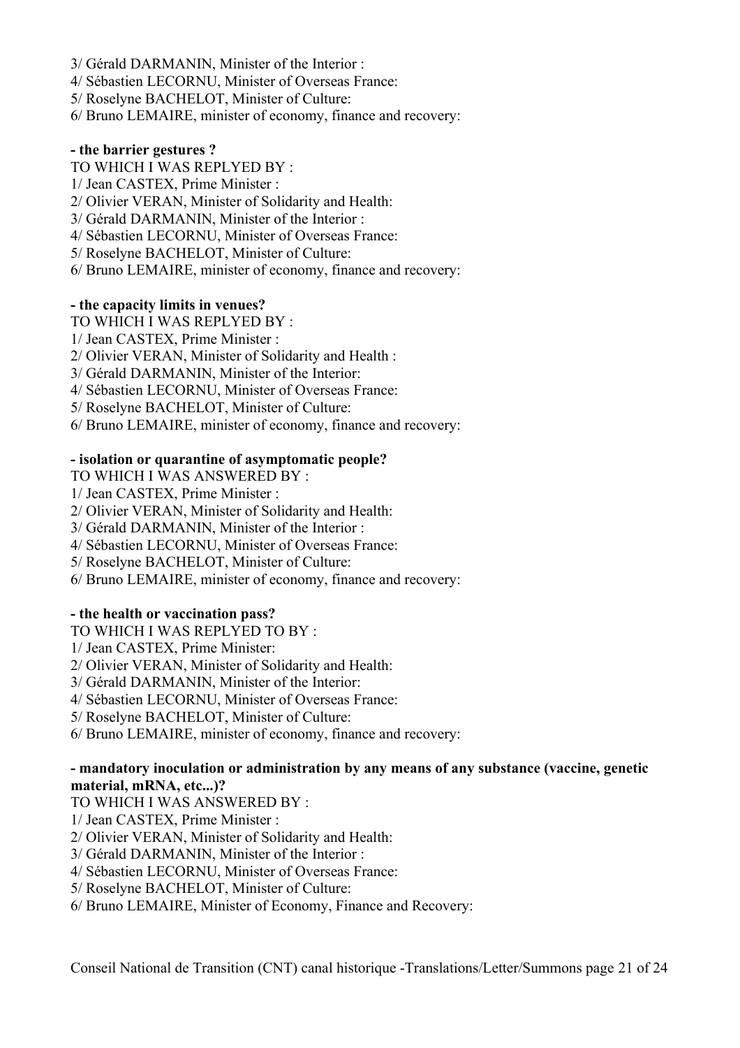3/ Gérald DARMANIN, Minister of the Interior :
4/ Sébastien LECORNU, Minister of Overseas France:
5/ Roselyne BACHELOT, Minister of Culture:
6/ Bruno LEMAIRE, minister of economy, finance and recovery:

**- the barrier gestures ?**

TO WHICH I WAS REPLYED BY :
1/ Jean CASTEX, Prime Minister :
2/ Olivier VERAN, Minister of Solidarity and Health:
3/ Gérald DARMANIN, Minister of the Interior :
4/ Sébastien LECORNU, Minister of Overseas France:
5/ Roselyne BACHELOT, Minister of Culture:
6/ Bruno LEMAIRE, minister of economy, finance and recovery:

**- the capacity limits in venues?**

TO WHICH I WAS REPLYED BY :
1/ Jean CASTEX, Prime Minister :
2/ Olivier VERAN, Minister of Solidarity and Health :
3/ Gérald DARMANIN, Minister of the Interior:
4/ Sébastien LECORNU, Minister of Overseas France:
5/ Roselyne BACHELOT, Minister of Culture:
6/ Bruno LEMAIRE, minister of economy, finance and recovery:

**- isolation or quarantine of asymptomatic people?**

TO WHICH I WAS ANSWERED BY :
1/ Jean CASTEX, Prime Minister :
2/ Olivier VERAN, Minister of Solidarity and Health:
3/ Gérald DARMANIN, Minister of the Interior :
4/ Sébastien LECORNU, Minister of Overseas France:
5/ Roselyne BACHELOT, Minister of Culture:
6/ Bruno LEMAIRE, minister of economy, finance and recovery:

**- the health or vaccination pass?**

TO WHICH I WAS REPLYED TO BY :
1/ Jean CASTEX, Prime Minister:
2/ Olivier VERAN, Minister of Solidarity and Health:
3/ Gérald DARMANIN, Minister of the Interior:
4/ Sébastien LECORNU, Minister of Overseas France:
5/ Roselyne BACHELOT, Minister of Culture:
6/ Bruno LEMAIRE, minister of economy, finance and recovery:

**- mandatory inoculation or administration by any means of any substance (vaccine, genetic material, mRNA, etc...)?**

TO WHICH I WAS ANSWERED BY :
1/ Jean CASTEX, Prime Minister :
2/ Olivier VERAN, Minister of Solidarity and Health:
3/ Gérald DARMANIN, Minister of the Interior :
4/ Sébastien LECORNU, Minister of Overseas France:
5/ Roselyne BACHELOT, Minister of Culture:
6/ Bruno LEMAIRE, Minister of Economy, Finance and Recovery: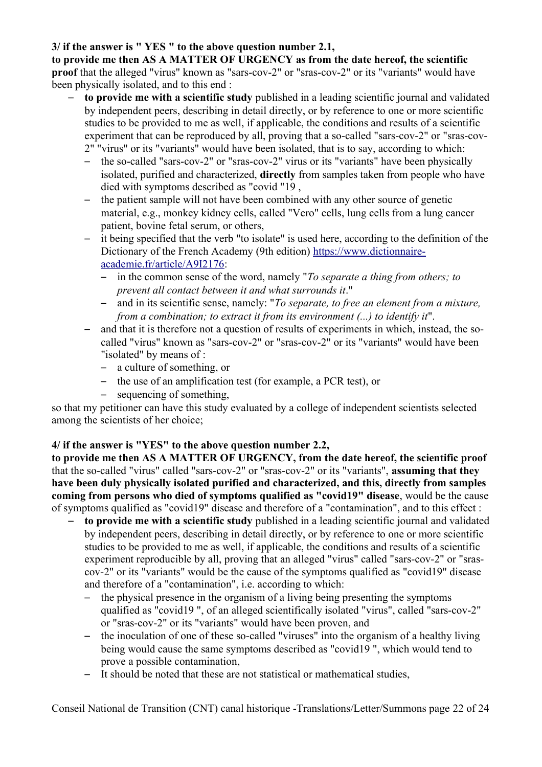**3/ if the answer is " YES " to the above question number 2.1,**

**to provide me then AS A MATTER OF URGENCY as from the date hereof, the scientific proof** that the alleged "virus" known as "sars-cov-2" or "sras-cov-2" or its "variants" would have been physically isolated, and to this end :

- **to provide me with a scientific study** published in a leading scientific journal and validated by independent peers, describing in detail directly, or by reference to one or more scientific studies to be provided to me as well, if applicable, the conditions and results of a scientific experiment that can be reproduced by all, proving that a so-called "sars-cov-2" or "sras-cov-2" "virus" or its "variants" would have been isolated, that is to say, according to which:
  - the so-called "sars-cov-2" or "sras-cov-2" virus or its "variants" have been physically isolated, purified and characterized, **directly** from samples taken from people who have died with symptoms described as "covid "19 ,
  - the patient sample will not have been combined with any other source of genetic material, e.g., monkey kidney cells, called "Vero" cells, lung cells from a lung cancer patient, bovine fetal serum, or others,
  - it being specified that the verb "to isolate" is used here, according to the definition of the Dictionary of the French Academy (9th edition) [https://www.dictionnaire-academie.fr/article/A9I2176](https://www.dictionnaire-academie.fr/article/A9I2176):
    - in the common sense of the word, namely "*To separate a thing from others; to prevent all contact between it and what surrounds it*."
    - and in its scientific sense, namely: "*To separate, to free an element from a mixture, from a combination; to extract it from its environment (...) to identify it*".
  - and that it is therefore not a question of results of experiments in which, instead, the so-called "virus" known as "sars-cov-2" or "sras-cov-2" or its "variants" would have been "isolated" by means of :
    - a culture of something, or
    - the use of an amplification test (for example, a PCR test), or
    - sequencing of something,

so that my petitioner can have this study evaluated by a college of independent scientists selected among the scientists of her choice;

**4/ if the answer is "YES" to the above question number 2.2,**

**to provide me then AS A MATTER OF URGENCY, from the date hereof, the scientific proof** that the so-called "virus" called "sars-cov-2" or "sras-cov-2" or its "variants", **assuming that they have been duly physically isolated purified and characterized, and this, directly from samples coming from persons who died of symptoms qualified as "covid19" disease**, would be the cause of symptoms qualified as "covid19" disease and therefore of a "contamination", and to this effect :

- **to provide me with a scientific study** published in a leading scientific journal and validated by independent peers, describing in detail directly, or by reference to one or more scientific studies to be provided to me as well, if applicable, the conditions and results of a scientific experiment reproducible by all, proving that an alleged "virus" called "sars-cov-2" or "sras-cov-2" or its "variants" would be the cause of the symptoms qualified as "covid19" disease and therefore of a "contamination", i.e. according to which:
  - the physical presence in the organism of a living being presenting the symptoms qualified as "covid19 ", of an alleged scientifically isolated "virus", called "sars-cov-2" or "sras-cov-2" or its "variants" would have been proven, and
  - the inoculation of one of these so-called "viruses" into the organism of a healthy living being would cause the same symptoms described as "covid19 ", which would tend to prove a possible contamination,
  - It should be noted that these are not statistical or mathematical studies,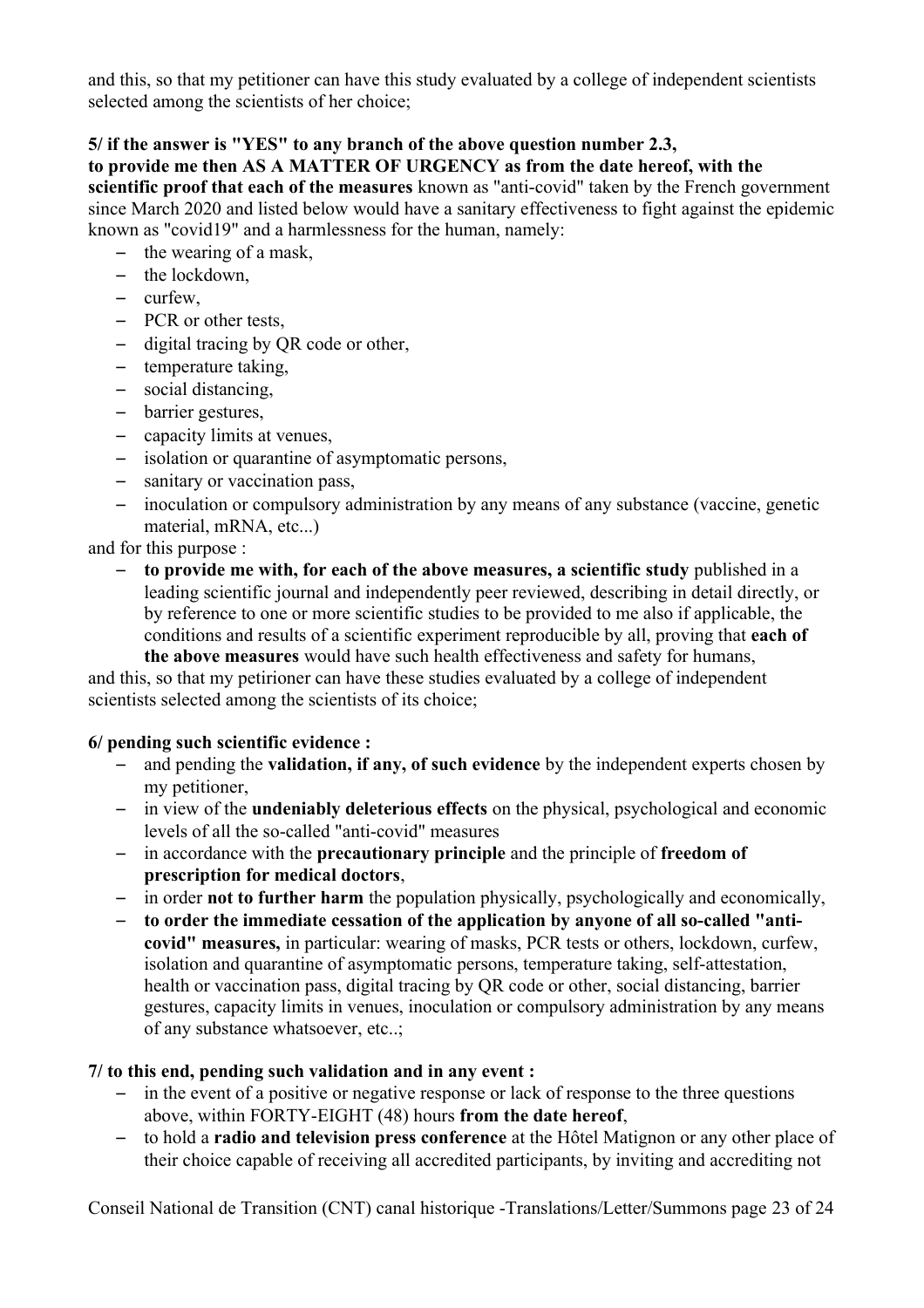and this, so that my petitioner can have this study evaluated by a college of independent scientists selected among the scientists of her choice;

**5/ if the answer is "YES" to any branch of the above question number 2.3,**
**to provide me then AS A MATTER OF URGENCY as from the date hereof, with the scientific proof that each of the measures** known as "anti-covid" taken by the French government since March 2020 and listed below would have a sanitary effectiveness to fight against the epidemic known as "covid19" and a harmlessness for the human, namely:

- the wearing of a mask,
- the lockdown,
- curfew,
- PCR or other tests,
- digital tracing by QR code or other,
- temperature taking,
- social distancing,
- barrier gestures,
- capacity limits at venues,
- isolation or quarantine of asymptomatic persons,
- sanitary or vaccination pass,
- inoculation or compulsory administration by any means of any substance (vaccine, genetic material, mRNA, etc...)

and for this purpose :

- **to provide me with, for each of the above measures, a scientific study** published in a leading scientific journal and independently peer reviewed, describing in detail directly, or by reference to one or more scientific studies to be provided to me also if applicable, the conditions and results of a scientific experiment reproducible by all, proving that **each of the above measures** would have such health effectiveness and safety for humans,

and this, so that my petirioner can have these studies evaluated by a college of independent scientists selected among the scientists of its choice;

**6/ pending such scientific evidence :**

- and pending the **validation, if any, of such evidence** by the independent experts chosen by my petitioner,
- in view of the **undeniably deleterious effects** on the physical, psychological and economic levels of all the so-called "anti-covid" measures
- in accordance with the **precautionary principle** and the principle of **freedom of prescription for medical doctors**,
- in order **not to further harm** the population physically, psychologically and economically,
- **to order the immediate cessation of the application by anyone of all so-called "anti-covid" measures,** in particular: wearing of masks, PCR tests or others, lockdown, curfew, isolation and quarantine of asymptomatic persons, temperature taking, self-attestation, health or vaccination pass, digital tracing by QR code or other, social distancing, barrier gestures, capacity limits in venues, inoculation or compulsory administration by any means of any substance whatsoever, etc..;

**7/ to this end, pending such validation and in any event :**

- in the event of a positive or negative response or lack of response to the three questions above, within FORTY-EIGHT (48) hours **from the date hereof**,
- to hold a **radio and television press conference** at the Hôtel Matignon or any other place of their choice capable of receiving all accredited participants, by inviting and accrediting not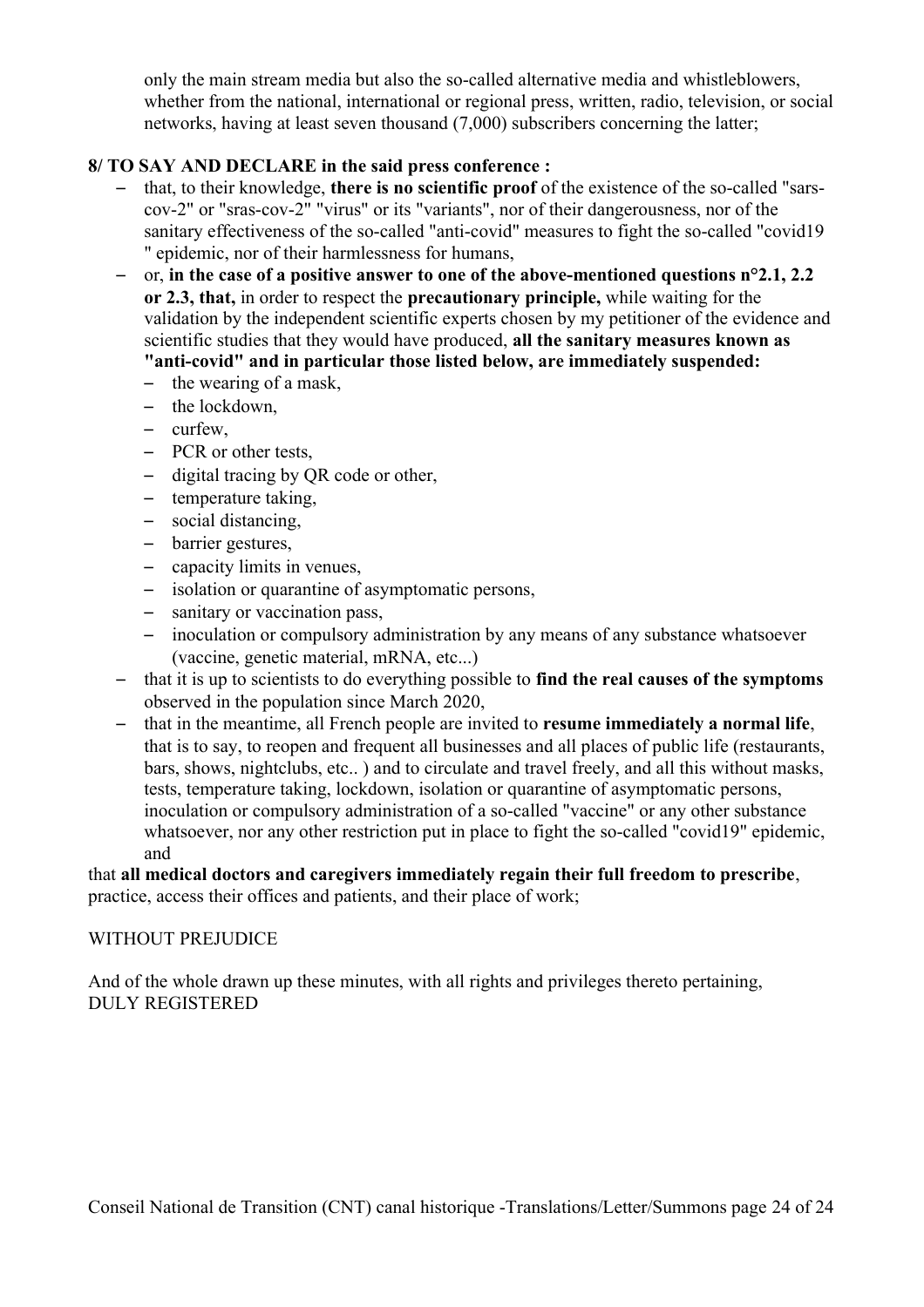only the main stream media but also the so-called alternative media and whistleblowers, whether from the national, international or regional press, written, radio, television, or social networks, having at least seven thousand (7,000) subscribers concerning the latter;

**8/ TO SAY AND DECLARE in the said press conference :**

- that, to their knowledge, **there is no scientific proof** of the existence of the so-called "sars-cov-2" or "sras-cov-2" "virus" or its "variants", nor of their dangerousness, nor of the sanitary effectiveness of the so-called "anti-covid" measures to fight the so-called "covid19 " epidemic, nor of their harmlessness for humans,
- or, **in the case of a positive answer to one of the above-mentioned questions n°2.1, 2.2 or 2.3, that,** in order to respect the **precautionary principle,** while waiting for the validation by the independent scientific experts chosen by my petitioner of the evidence and scientific studies that they would have produced, **all the sanitary measures known as "anti-covid" and in particular those listed below, are immediately suspended:**
  - the wearing of a mask,
  - the lockdown,
  - curfew,
  - PCR or other tests,
  - digital tracing by QR code or other,
  - temperature taking,
  - social distancing,
  - barrier gestures,
  - capacity limits in venues,
  - isolation or quarantine of asymptomatic persons,
  - sanitary or vaccination pass,
  - inoculation or compulsory administration by any means of any substance whatsoever (vaccine, genetic material, mRNA, etc...)
- that it is up to scientists to do everything possible to **find the real causes of the symptoms** observed in the population since March 2020,
- that in the meantime, all French people are invited to **resume immediately a normal life**, that is to say, to reopen and frequent all businesses and all places of public life (restaurants, bars, shows, nightclubs, etc.. ) and to circulate and travel freely, and all this without masks, tests, temperature taking, lockdown, isolation or quarantine of asymptomatic persons, inoculation or compulsory administration of a so-called "vaccine" or any other substance whatsoever, nor any other restriction put in place to fight the so-called "covid19" epidemic, and

that **all medical doctors and caregivers immediately regain their full freedom to prescribe**, practice, access their offices and patients, and their place of work;

WITHOUT PREJUDICE

And of the whole drawn up these minutes, with all rights and privileges thereto pertaining,
DULY REGISTERED